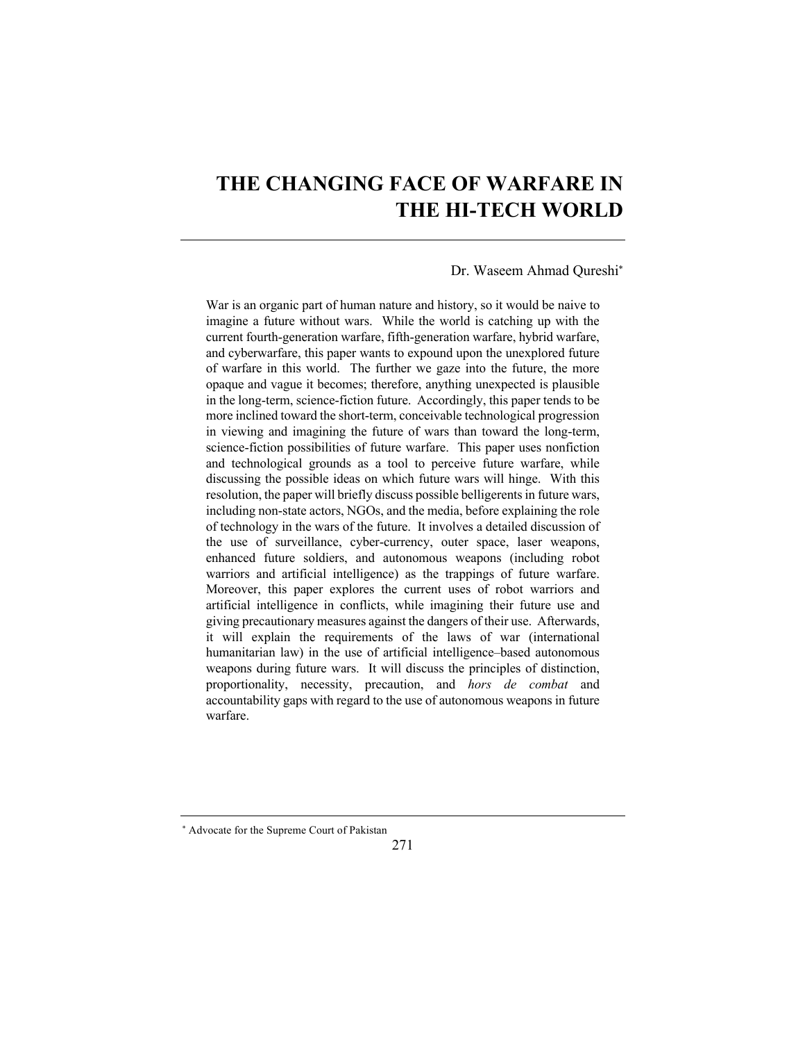# THE CHANGING FACE OF WARFARE IN THE HI-TECH WORLD

Dr. Waseem Ahmad Qureshi[*]

War is an organic part of human nature and history, so it would be naive to imagine a future without wars. While the world is catching up with the current fourth-generation warfare, fifth-generation warfare, hybrid warfare, and cyberwarfare, this paper wants to expound upon the unexplored future of warfare in this world. The further we gaze into the future, the more opaque and vague it becomes; therefore, anything unexpected is plausible in the long-term, science-fiction future. Accordingly, this paper tends to be more inclined toward the short-term, conceivable technological progression in viewing and imagining the future of wars than toward the long-term, science-fiction possibilities of future warfare. This paper uses nonfiction and technological grounds as a tool to perceive future warfare, while discussing the possible ideas on which future wars will hinge. With this resolution, the paper will briefly discuss possible belligerents in future wars, including non-state actors, NGOs, and the media, before explaining the role of technology in the wars of the future. It involves a detailed discussion of the use of surveillance, cyber-currency, outer space, laser weapons, enhanced future soldiers, and autonomous weapons (including robot warriors and artificial intelligence) as the trappings of future warfare. Moreover, this paper explores the current uses of robot warriors and artificial intelligence in conflicts, while imagining their future use and giving precautionary measures against the dangers of their use. Afterwards, it will explain the requirements of the laws of war (international humanitarian law) in the use of artificial intelligence–based autonomous weapons during future wars. It will discuss the principles of distinction, proportionality, necessity, precaution, and *hors de combat* and accountability gaps with regard to the use of autonomous weapons in future warfare.

[*] Advocate for the Supreme Court of Pakistan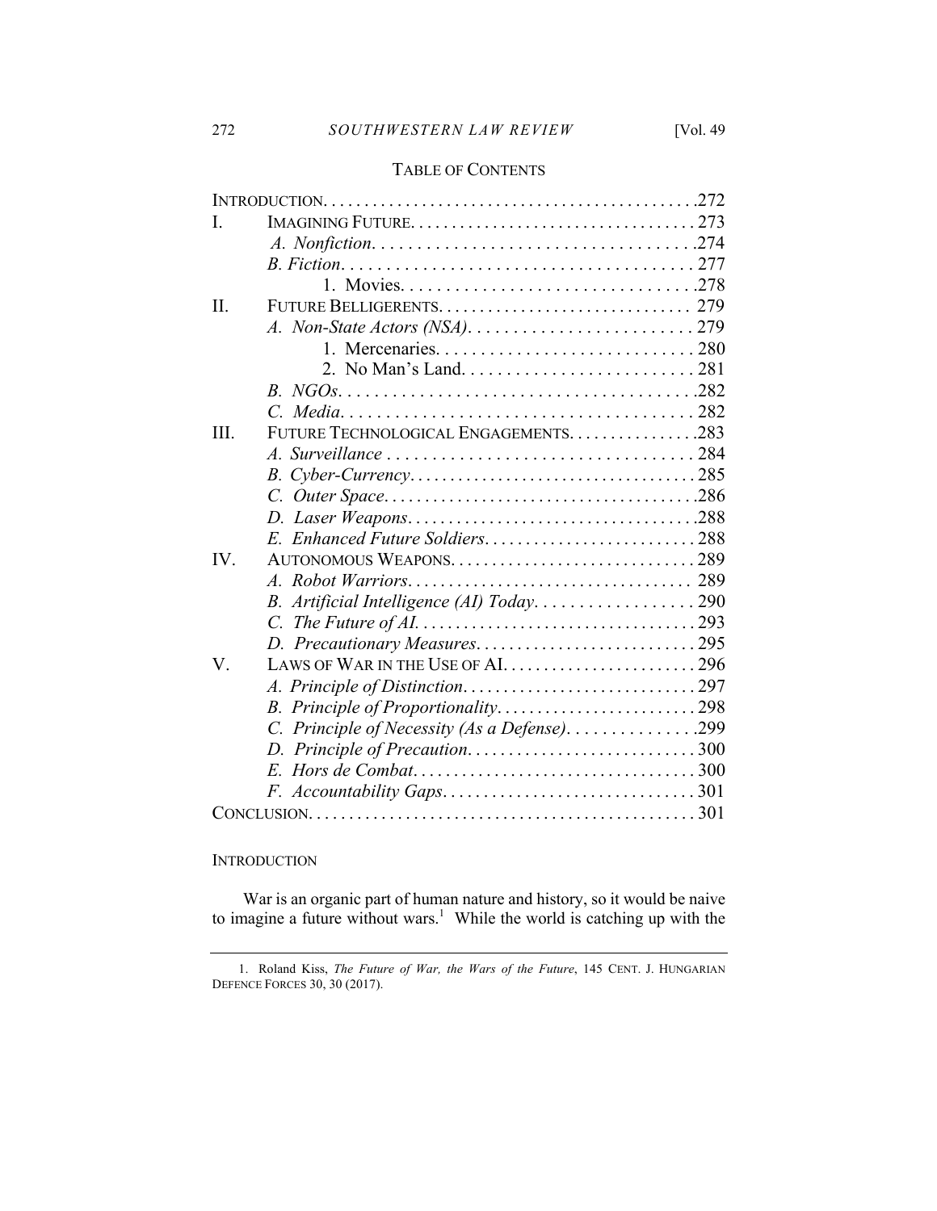## TABLE OF CONTENTS

| | | |
|---|---|---|
| INTRODUCTION | | 272 |
| I. | IMAGINING FUTURE | 273 |
| | *A. Nonfiction* | 274 |
| | *B. Fiction* | 277 |
| | 1. Movies | 278 |
| II. | FUTURE BELLIGERENTS | 279 |
| | *A. Non-State Actors (NSA)* | 279 |
| | 1. Mercenaries | 280 |
| | 2. No Man's Land | 281 |
| | *B. NGOs* | 282 |
| | *C. Media* | 282 |
| III. | FUTURE TECHNOLOGICAL ENGAGEMENTS | 283 |
| | *A. Surveillance* | 284 |
| | *B. Cyber-Currency* | 285 |
| | *C. Outer Space* | 286 |
| | *D. Laser Weapons* | 288 |
| | *E. Enhanced Future Soldiers* | 288 |
| IV. | AUTONOMOUS WEAPONS | 289 |
| | *A. Robot Warriors* | 289 |
| | *B. Artificial Intelligence (AI) Today* | 290 |
| | *C. The Future of AI* | 293 |
| | *D. Precautionary Measures* | 295 |
| V. | LAWS OF WAR IN THE USE OF AI | 296 |
| | *A. Principle of Distinction* | 297 |
| | *B. Principle of Proportionality* | 298 |
| | *C. Principle of Necessity (As a Defense)* | 299 |
| | *D. Principle of Precaution* | 300 |
| | *E. Hors de Combat* | 300 |
| | *F. Accountability Gaps* | 301 |
| CONCLUSION | | 301 |

## INTRODUCTION

War is an organic part of human nature and history, so it would be naive to imagine a future without wars.[1] While the world is catching up with the

1. Roland Kiss, *The Future of War, the Wars of the Future*, 145 CENT. J. HUNGARIAN DEFENCE FORCES 30, 30 (2017).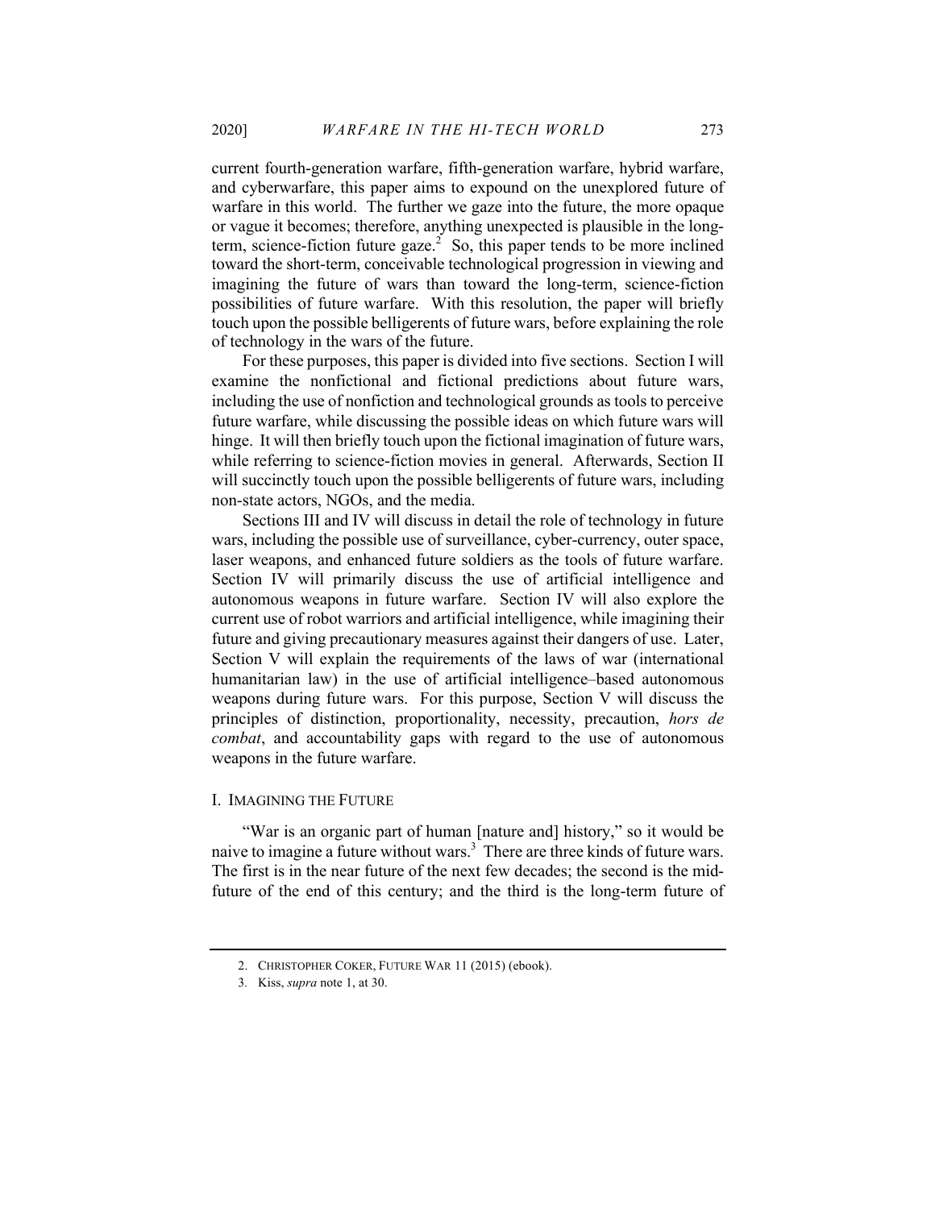current fourth-generation warfare, fifth-generation warfare, hybrid warfare, and cyberwarfare, this paper aims to expound on the unexplored future of warfare in this world. The further we gaze into the future, the more opaque or vague it becomes; therefore, anything unexpected is plausible in the long-term, science-fiction future gaze.[2] So, this paper tends to be more inclined toward the short-term, conceivable technological progression in viewing and imagining the future of wars than toward the long-term, science-fiction possibilities of future warfare. With this resolution, the paper will briefly touch upon the possible belligerents of future wars, before explaining the role of technology in the wars of the future.

For these purposes, this paper is divided into five sections. Section I will examine the nonfictional and fictional predictions about future wars, including the use of nonfiction and technological grounds as tools to perceive future warfare, while discussing the possible ideas on which future wars will hinge. It will then briefly touch upon the fictional imagination of future wars, while referring to science-fiction movies in general. Afterwards, Section II will succinctly touch upon the possible belligerents of future wars, including non-state actors, NGOs, and the media.

Sections III and IV will discuss in detail the role of technology in future wars, including the possible use of surveillance, cyber-currency, outer space, laser weapons, and enhanced future soldiers as the tools of future warfare. Section IV will primarily discuss the use of artificial intelligence and autonomous weapons in future warfare. Section IV will also explore the current use of robot warriors and artificial intelligence, while imagining their future and giving precautionary measures against their dangers of use. Later, Section V will explain the requirements of the laws of war (international humanitarian law) in the use of artificial intelligence–based autonomous weapons during future wars. For this purpose, Section V will discuss the principles of distinction, proportionality, necessity, precaution, *hors de combat*, and accountability gaps with regard to the use of autonomous weapons in the future warfare.

## I. Imagining the Future

"War is an organic part of human [nature and] history," so it would be naive to imagine a future without wars.[3] There are three kinds of future wars. The first is in the near future of the next few decades; the second is the mid-future of the end of this century; and the third is the long-term future of

---

2. CHRISTOPHER COKER, FUTURE WAR 11 (2015) (ebook).

3. Kiss, *supra* note 1, at 30.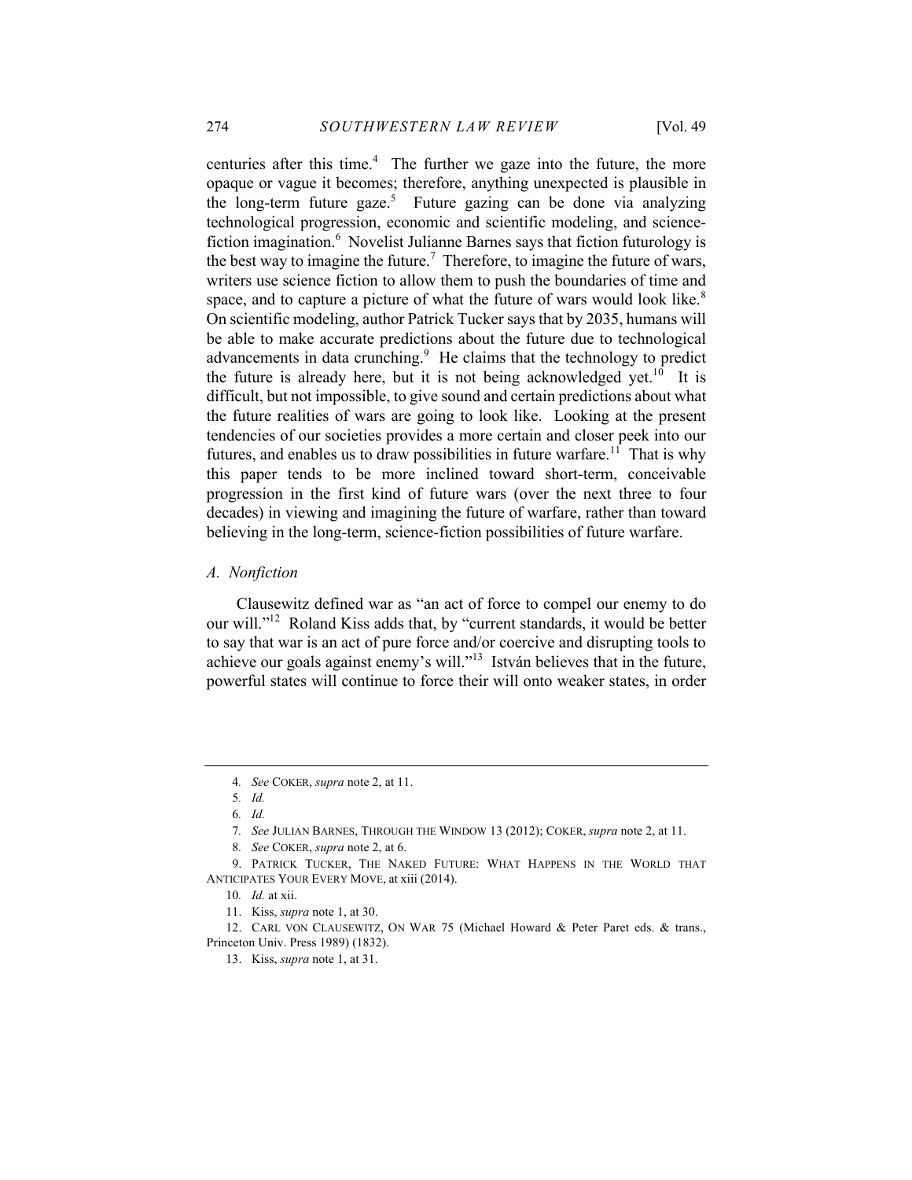centuries after this time.[4] The further we gaze into the future, the more opaque or vague it becomes; therefore, anything unexpected is plausible in the long-term future gaze.[5] Future gazing can be done via analyzing technological progression, economic and scientific modeling, and science-fiction imagination.[6] Novelist Julianne Barnes says that fiction futurology is the best way to imagine the future.[7] Therefore, to imagine the future of wars, writers use science fiction to allow them to push the boundaries of time and space, and to capture a picture of what the future of wars would look like.[8] On scientific modeling, author Patrick Tucker says that by 2035, humans will be able to make accurate predictions about the future due to technological advancements in data crunching.[9] He claims that the technology to predict the future is already here, but it is not being acknowledged yet.[10] It is difficult, but not impossible, to give sound and certain predictions about what the future realities of wars are going to look like. Looking at the present tendencies of our societies provides a more certain and closer peek into our futures, and enables us to draw possibilities in future warfare.[11] That is why this paper tends to be more inclined toward short-term, conceivable progression in the first kind of future wars (over the next three to four decades) in viewing and imagining the future of warfare, rather than toward believing in the long-term, science-fiction possibilities of future warfare.

### *A. Nonfiction*

Clausewitz defined war as "an act of force to compel our enemy to do our will."[12] Roland Kiss adds that, by "current standards, it would be better to say that war is an act of pure force and/or coercive and disrupting tools to achieve our goals against enemy's will."[13] István believes that in the future, powerful states will continue to force their will onto weaker states, in order

---

4. *See* COKER, *supra* note 2, at 11.

5. *Id.*

6. *Id.*

7. *See* JULIAN BARNES, THROUGH THE WINDOW 13 (2012); COKER, *supra* note 2, at 11.

8. *See* COKER, *supra* note 2, at 6.

9. PATRICK TUCKER, THE NAKED FUTURE: WHAT HAPPENS IN THE WORLD THAT ANTICIPATES YOUR EVERY MOVE, at xiii (2014).

10. *Id.* at xii.

11. Kiss, *supra* note 1, at 30.

12. CARL VON CLAUSEWITZ, ON WAR 75 (Michael Howard & Peter Paret eds. & trans., Princeton Univ. Press 1989) (1832).

13. Kiss, *supra* note 1, at 31.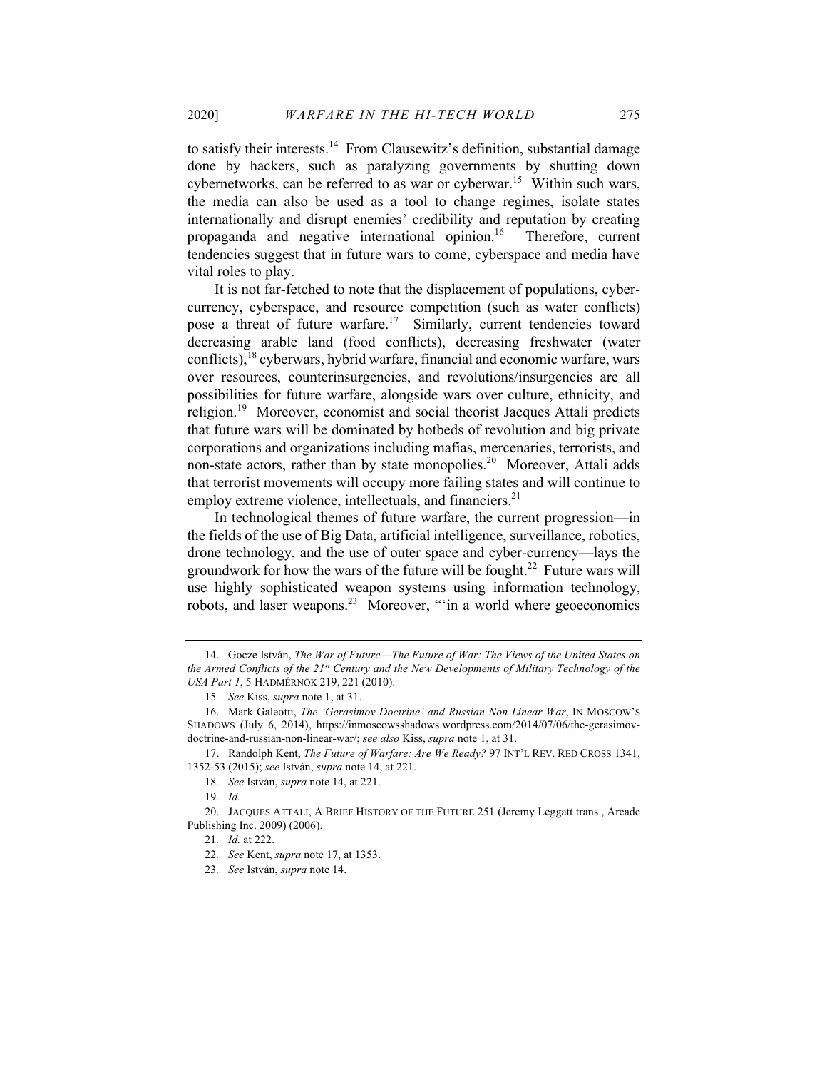to satisfy their interests.[14] From Clausewitz's definition, substantial damage done by hackers, such as paralyzing governments by shutting down cybernetworks, can be referred to as war or cyberwar.[15] Within such wars, the media can also be used as a tool to change regimes, isolate states internationally and disrupt enemies' credibility and reputation by creating propaganda and negative international opinion.[16] Therefore, current tendencies suggest that in future wars to come, cyberspace and media have vital roles to play.

It is not far-fetched to note that the displacement of populations, cyber-currency, cyberspace, and resource competition (such as water conflicts) pose a threat of future warfare.[17] Similarly, current tendencies toward decreasing arable land (food conflicts), decreasing freshwater (water conflicts),[18] cyberwars, hybrid warfare, financial and economic warfare, wars over resources, counterinsurgencies, and revolutions/insurgencies are all possibilities for future warfare, alongside wars over culture, ethnicity, and religion.[19] Moreover, economist and social theorist Jacques Attali predicts that future wars will be dominated by hotbeds of revolution and big private corporations and organizations including mafias, mercenaries, terrorists, and non-state actors, rather than by state monopolies.[20] Moreover, Attali adds that terrorist movements will occupy more failing states and will continue to employ extreme violence, intellectuals, and financiers.[21]

In technological themes of future warfare, the current progression—in the fields of the use of Big Data, artificial intelligence, surveillance, robotics, drone technology, and the use of outer space and cyber-currency—lays the groundwork for how the wars of the future will be fought.[22] Future wars will use highly sophisticated weapon systems using information technology, robots, and laser weapons.[23] Moreover, "'in a world where geoeconomics

---

14. Gocze István, *The War of Future—The Future of War: The Views of the United States on the Armed Conflicts of the 21st Century and the New Developments of Military Technology of the USA Part 1*, 5 HADMÉRNÖK 219, 221 (2010).

15. *See* Kiss, *supra* note 1, at 31.

16. Mark Galeotti, *The 'Gerasimov Doctrine' and Russian Non-Linear War*, IN MOSCOW'S SHADOWS (July 6, 2014), https://inmoscowsshadows.wordpress.com/2014/07/06/the-gerasimov-doctrine-and-russian-non-linear-war/; *see also* Kiss, *supra* note 1, at 31.

17. Randolph Kent, *The Future of Warfare: Are We Ready?* 97 INT'L REV. RED CROSS 1341, 1352-53 (2015); *see* István, *supra* note 14, at 221.

18. *See* István, *supra* note 14, at 221.

19. *Id.*

20. JACQUES ATTALI, A BRIEF HISTORY OF THE FUTURE 251 (Jeremy Leggatt trans., Arcade Publishing Inc. 2009) (2006).

21. *Id.* at 222.

22. *See* Kent, *supra* note 17, at 1353.

23. *See* István, *supra* note 14.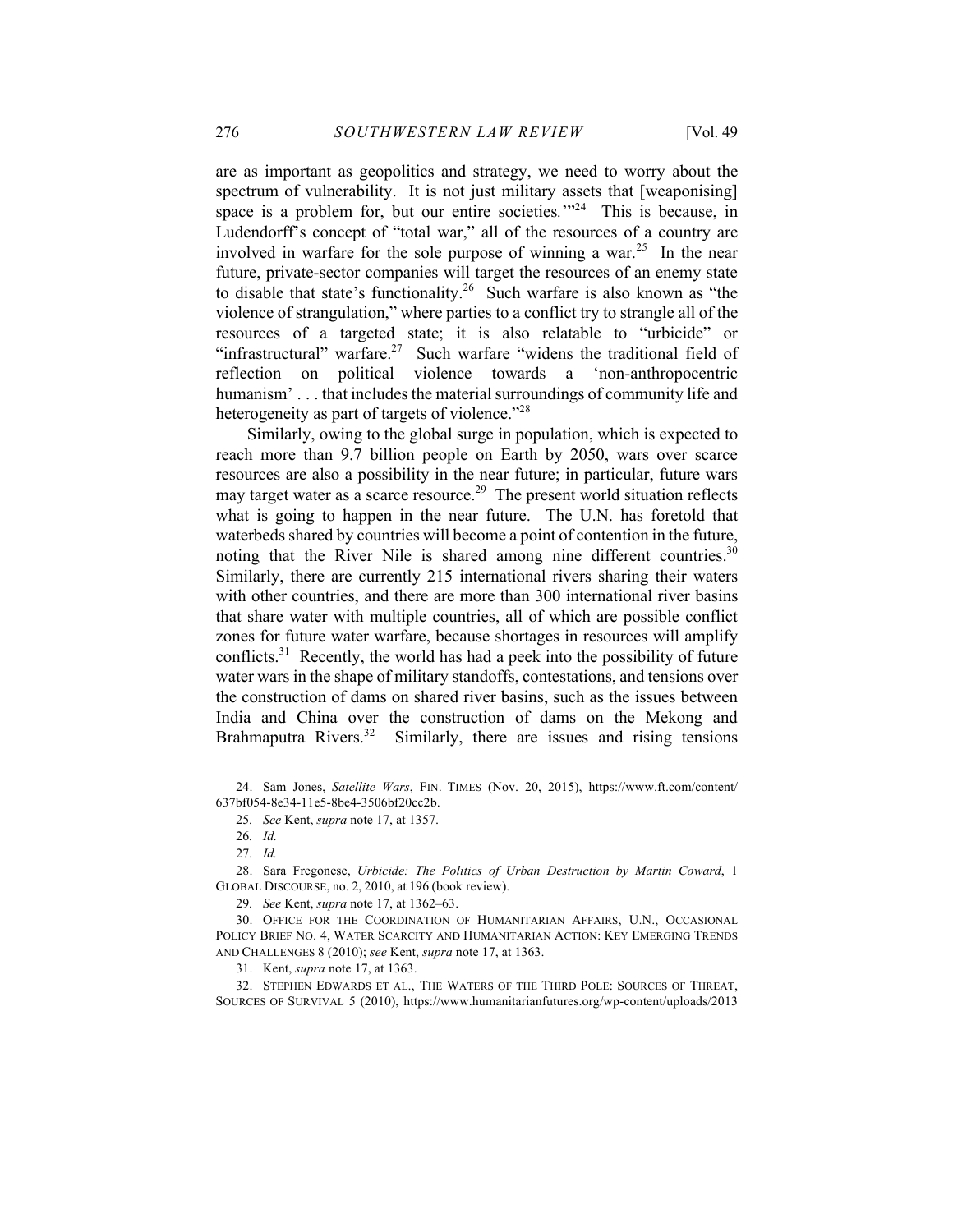are as important as geopolitics and strategy, we need to worry about the spectrum of vulnerability. It is not just military assets that [weaponising] space is a problem for, but our entire societies.'"[24] This is because, in Ludendorff's concept of "total war," all of the resources of a country are involved in warfare for the sole purpose of winning a war.[25] In the near future, private-sector companies will target the resources of an enemy state to disable that state's functionality.[26] Such warfare is also known as "the violence of strangulation," where parties to a conflict try to strangle all of the resources of a targeted state; it is also relatable to "urbicide" or "infrastructural" warfare.[27] Such warfare "widens the traditional field of reflection on political violence towards a 'non-anthropocentric humanism' . . . that includes the material surroundings of community life and heterogeneity as part of targets of violence."[28]

Similarly, owing to the global surge in population, which is expected to reach more than 9.7 billion people on Earth by 2050, wars over scarce resources are also a possibility in the near future; in particular, future wars may target water as a scarce resource.[29] The present world situation reflects what is going to happen in the near future. The U.N. has foretold that waterbeds shared by countries will become a point of contention in the future, noting that the River Nile is shared among nine different countries.[30] Similarly, there are currently 215 international rivers sharing their waters with other countries, and there are more than 300 international river basins that share water with multiple countries, all of which are possible conflict zones for future water warfare, because shortages in resources will amplify conflicts.[31] Recently, the world has had a peek into the possibility of future water wars in the shape of military standoffs, contestations, and tensions over the construction of dams on shared river basins, such as the issues between India and China over the construction of dams on the Mekong and Brahmaputra Rivers.[32] Similarly, there are issues and rising tensions

---

24. Sam Jones, *Satellite Wars*, FIN. TIMES (Nov. 20, 2015), https://www.ft.com/content/637bf054-8e34-11e5-8be4-3506bf20cc2b.

25. *See* Kent, *supra* note 17, at 1357.

26. *Id.*

27. *Id.*

28. Sara Fregonese, *Urbicide: The Politics of Urban Destruction by Martin Coward*, 1 GLOBAL DISCOURSE, no. 2, 2010, at 196 (book review).

29. *See* Kent, *supra* note 17, at 1362–63.

30. OFFICE FOR THE COORDINATION OF HUMANITARIAN AFFAIRS, U.N., OCCASIONAL POLICY BRIEF NO. 4, WATER SCARCITY AND HUMANITARIAN ACTION: KEY EMERGING TRENDS AND CHALLENGES 8 (2010); *see* Kent, *supra* note 17, at 1363.

31. Kent, *supra* note 17, at 1363.

32. STEPHEN EDWARDS ET AL., THE WATERS OF THE THIRD POLE: SOURCES OF THREAT, SOURCES OF SURVIVAL 5 (2010), https://www.humanitarianfutures.org/wp-content/uploads/2013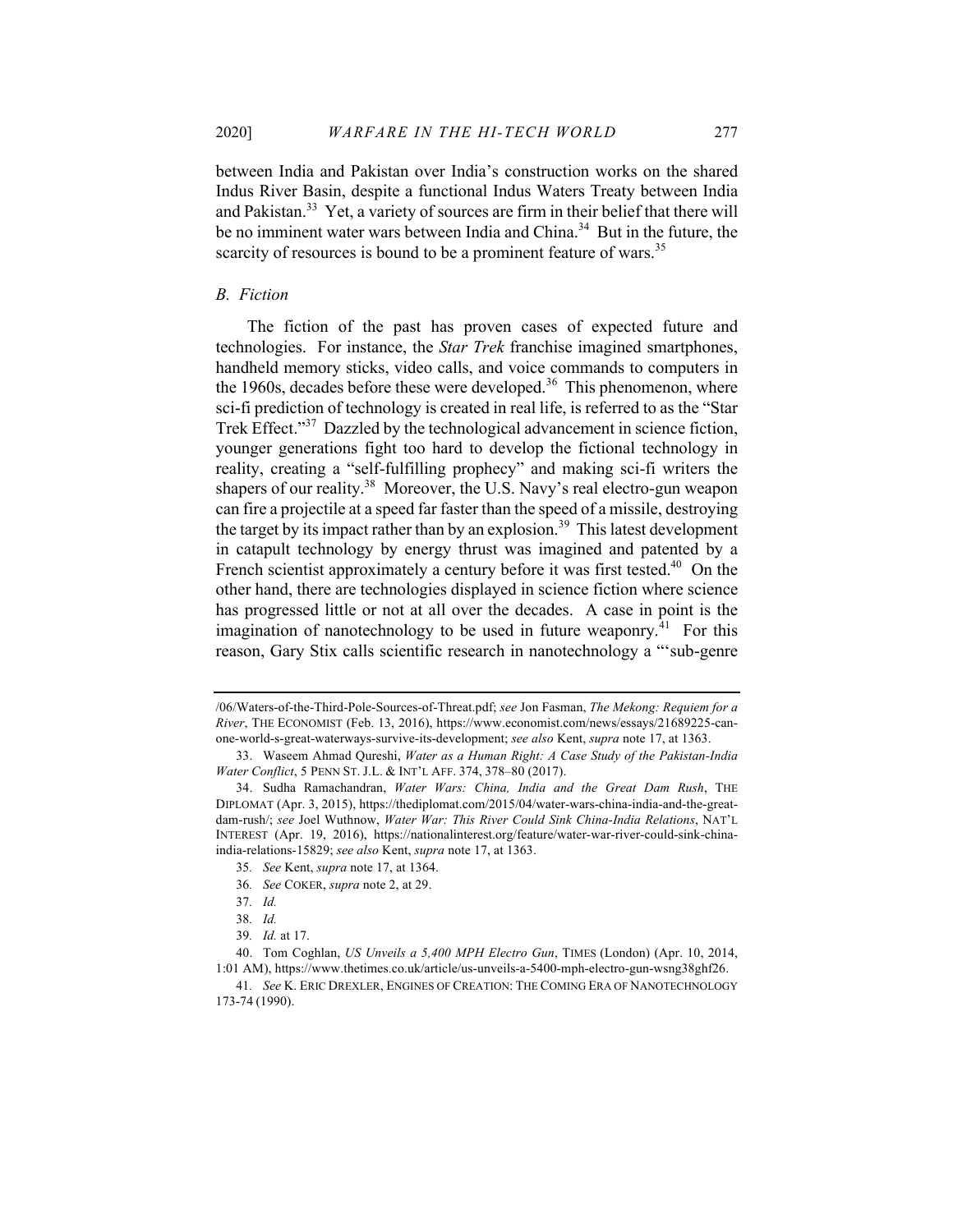between India and Pakistan over India's construction works on the shared Indus River Basin, despite a functional Indus Waters Treaty between India and Pakistan.[33] Yet, a variety of sources are firm in their belief that there will be no imminent water wars between India and China.[34] But in the future, the scarcity of resources is bound to be a prominent feature of wars.[35]

### *B. Fiction*

The fiction of the past has proven cases of expected future and technologies. For instance, the *Star Trek* franchise imagined smartphones, handheld memory sticks, video calls, and voice commands to computers in the 1960s, decades before these were developed.[36] This phenomenon, where sci-fi prediction of technology is created in real life, is referred to as the "Star Trek Effect."[37] Dazzled by the technological advancement in science fiction, younger generations fight too hard to develop the fictional technology in reality, creating a "self-fulfilling prophecy" and making sci-fi writers the shapers of our reality.[38] Moreover, the U.S. Navy's real electro-gun weapon can fire a projectile at a speed far faster than the speed of a missile, destroying the target by its impact rather than by an explosion.[39] This latest development in catapult technology by energy thrust was imagined and patented by a French scientist approximately a century before it was first tested.[40] On the other hand, there are technologies displayed in science fiction where science has progressed little or not at all over the decades. A case in point is the imagination of nanotechnology to be used in future weaponry.[41] For this reason, Gary Stix calls scientific research in nanotechnology a "'sub-genre

---

/06/Waters-of-the-Third-Pole-Sources-of-Threat.pdf; *see* Jon Fasman, *The Mekong: Requiem for a River*, THE ECONOMIST (Feb. 13, 2016), https://www.economist.com/news/essays/21689225-can-one-world-s-great-waterways-survive-its-development; *see also* Kent, *supra* note 17, at 1363.

33. Waseem Ahmad Qureshi, *Water as a Human Right: A Case Study of the Pakistan-India Water Conflict*, 5 PENN ST. J.L. & INT'L AFF. 374, 378–80 (2017).

34. Sudha Ramachandran, *Water Wars: China, India and the Great Dam Rush*, THE DIPLOMAT (Apr. 3, 2015), https://thediplomat.com/2015/04/water-wars-china-india-and-the-great-dam-rush/; *see* Joel Wuthnow, *Water War: This River Could Sink China-India Relations*, NAT'L INTEREST (Apr. 19, 2016), https://nationalinterest.org/feature/water-war-river-could-sink-china-india-relations-15829; *see also* Kent, *supra* note 17, at 1363.

35. *See* Kent, *supra* note 17, at 1364.

36. *See* COKER, *supra* note 2, at 29.

37. *Id.*

38. *Id.*

39. *Id.* at 17.

40. Tom Coghlan, *US Unveils a 5,400 MPH Electro Gun*, TIMES (London) (Apr. 10, 2014, 1:01 AM), https://www.thetimes.co.uk/article/us-unveils-a-5400-mph-electro-gun-wsng38ghf26.

41. *See* K. ERIC DREXLER, ENGINES OF CREATION: THE COMING ERA OF NANOTECHNOLOGY 173-74 (1990).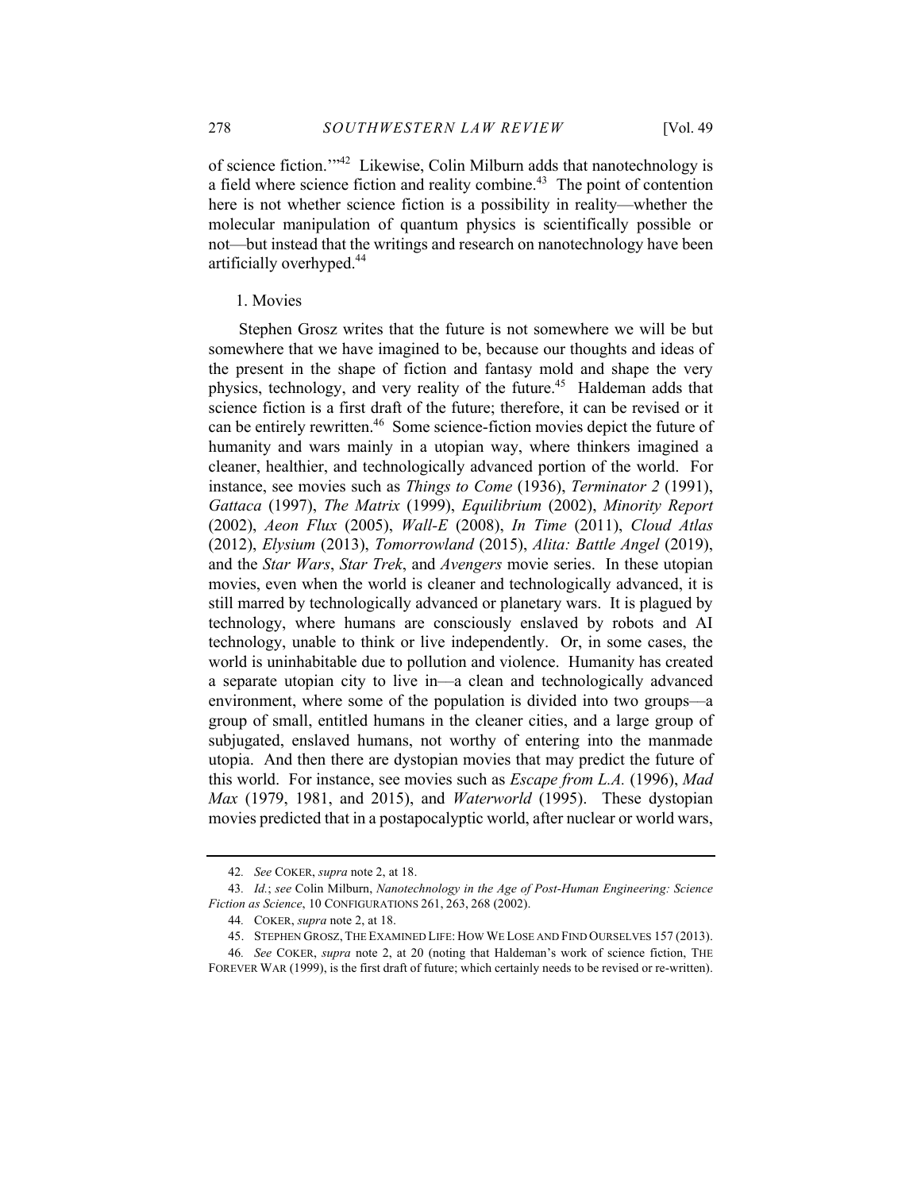of science fiction.'"[42] Likewise, Colin Milburn adds that nanotechnology is a field where science fiction and reality combine.[43] The point of contention here is not whether science fiction is a possibility in reality—whether the molecular manipulation of quantum physics is scientifically possible or not—but instead that the writings and research on nanotechnology have been artificially overhyped.[44]

### 1. Movies

Stephen Grosz writes that the future is not somewhere we will be but somewhere that we have imagined to be, because our thoughts and ideas of the present in the shape of fiction and fantasy mold and shape the very physics, technology, and very reality of the future.[45] Haldeman adds that science fiction is a first draft of the future; therefore, it can be revised or it can be entirely rewritten.[46] Some science-fiction movies depict the future of humanity and wars mainly in a utopian way, where thinkers imagined a cleaner, healthier, and technologically advanced portion of the world. For instance, see movies such as *Things to Come* (1936), *Terminator 2* (1991), *Gattaca* (1997), *The Matrix* (1999), *Equilibrium* (2002), *Minority Report* (2002), *Aeon Flux* (2005), *Wall-E* (2008), *In Time* (2011), *Cloud Atlas* (2012), *Elysium* (2013), *Tomorrowland* (2015), *Alita: Battle Angel* (2019), and the *Star Wars*, *Star Trek*, and *Avengers* movie series. In these utopian movies, even when the world is cleaner and technologically advanced, it is still marred by technologically advanced or planetary wars. It is plagued by technology, where humans are consciously enslaved by robots and AI technology, unable to think or live independently. Or, in some cases, the world is uninhabitable due to pollution and violence. Humanity has created a separate utopian city to live in—a clean and technologically advanced environment, where some of the population is divided into two groups—a group of small, entitled humans in the cleaner cities, and a large group of subjugated, enslaved humans, not worthy of entering into the manmade utopia. And then there are dystopian movies that may predict the future of this world. For instance, see movies such as *Escape from L.A.* (1996), *Mad Max* (1979, 1981, and 2015), and *Waterworld* (1995). These dystopian movies predicted that in a postapocalyptic world, after nuclear or world wars,

---

42. *See* COKER, *supra* note 2, at 18.

43. *Id.*; *see* Colin Milburn, *Nanotechnology in the Age of Post-Human Engineering: Science Fiction as Science*, 10 CONFIGURATIONS 261, 263, 268 (2002).

44. COKER, *supra* note 2, at 18.

45. STEPHEN GROSZ, THE EXAMINED LIFE: HOW WE LOSE AND FIND OURSELVES 157 (2013).

46. *See* COKER, *supra* note 2, at 20 (noting that Haldeman's work of science fiction, THE FOREVER WAR (1999), is the first draft of future; which certainly needs to be revised or re-written).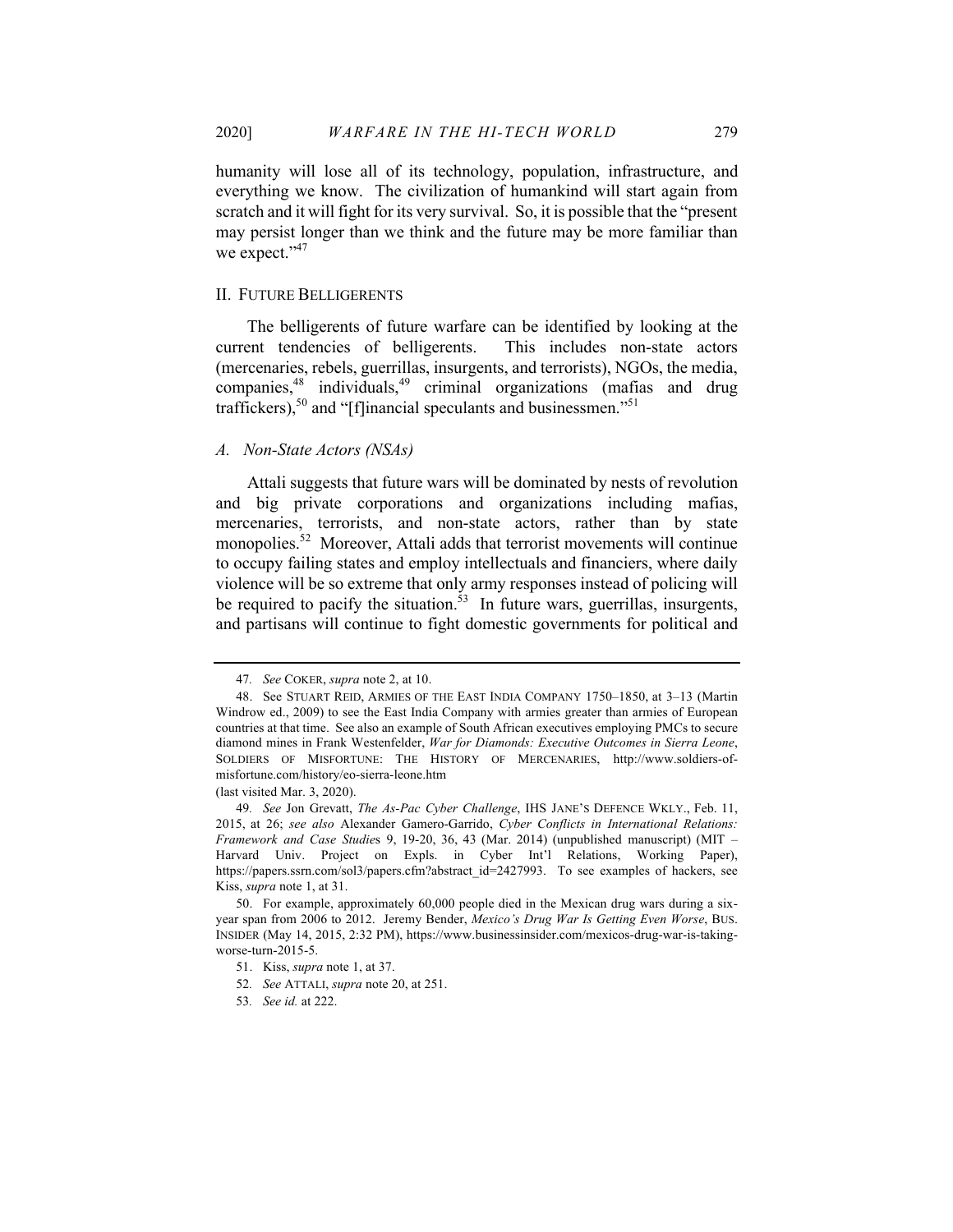humanity will lose all of its technology, population, infrastructure, and everything we know. The civilization of humankind will start again from scratch and it will fight for its very survival. So, it is possible that the "present may persist longer than we think and the future may be more familiar than we expect."[47]

## II. Future Belligerents

The belligerents of future warfare can be identified by looking at the current tendencies of belligerents. This includes non-state actors (mercenaries, rebels, guerrillas, insurgents, and terrorists), NGOs, the media, companies,[48] individuals,[49] criminal organizations (mafias and drug traffickers),[50] and "[f]inancial speculants and businessmen."[51]

### *A. Non-State Actors (NSAs)*

Attali suggests that future wars will be dominated by nests of revolution and big private corporations and organizations including mafias, mercenaries, terrorists, and non-state actors, rather than by state monopolies.[52] Moreover, Attali adds that terrorist movements will continue to occupy failing states and employ intellectuals and financiers, where daily violence will be so extreme that only army responses instead of policing will be required to pacify the situation.[53] In future wars, guerrillas, insurgents, and partisans will continue to fight domestic governments for political and

---

47. *See* COKER, *supra* note 2, at 10.

48. See STUART REID, ARMIES OF THE EAST INDIA COMPANY 1750–1850, at 3–13 (Martin Windrow ed., 2009) to see the East India Company with armies greater than armies of European countries at that time. See also an example of South African executives employing PMCs to secure diamond mines in Frank Westenfelder, *War for Diamonds: Executive Outcomes in Sierra Leone*, SOLDIERS OF MISFORTUNE: THE HISTORY OF MERCENARIES, http://www.soldiers-of-misfortune.com/history/eo-sierra-leone.htm (last visited Mar. 3, 2020).

49. *See* Jon Grevatt, *The As-Pac Cyber Challenge*, IHS JANE'S DEFENCE WKLY., Feb. 11, 2015, at 26; *see also* Alexander Gamero-Garrido, *Cyber Conflicts in International Relations: Framework and Case Studies* 9, 19-20, 36, 43 (Mar. 2014) (unpublished manuscript) (MIT – Harvard Univ. Project on Expls. in Cyber Int'l Relations, Working Paper), https://papers.ssrn.com/sol3/papers.cfm?abstract_id=2427993. To see examples of hackers, see Kiss, *supra* note 1, at 31.

50. For example, approximately 60,000 people died in the Mexican drug wars during a six-year span from 2006 to 2012. Jeremy Bender, *Mexico's Drug War Is Getting Even Worse*, BUS. INSIDER (May 14, 2015, 2:32 PM), https://www.businessinsider.com/mexicos-drug-war-is-taking-worse-turn-2015-5.

51. Kiss, *supra* note 1, at 37.

52. *See* ATTALI, *supra* note 20, at 251.

53. *See id.* at 222.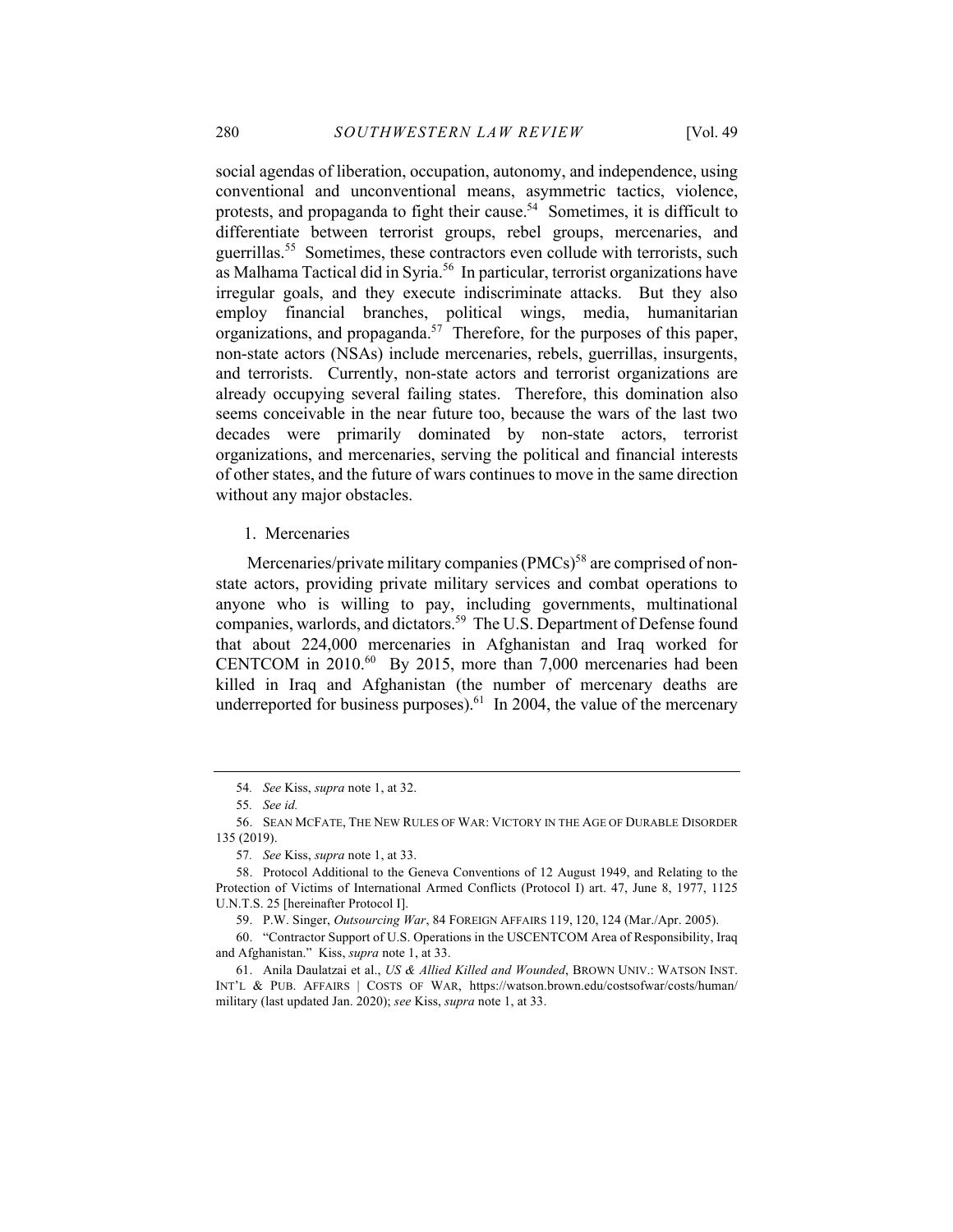social agendas of liberation, occupation, autonomy, and independence, using conventional and unconventional means, asymmetric tactics, violence, protests, and propaganda to fight their cause.[54] Sometimes, it is difficult to differentiate between terrorist groups, rebel groups, mercenaries, and guerrillas.[55] Sometimes, these contractors even collude with terrorists, such as Malhama Tactical did in Syria.[56] In particular, terrorist organizations have irregular goals, and they execute indiscriminate attacks. But they also employ financial branches, political wings, media, humanitarian organizations, and propaganda.[57] Therefore, for the purposes of this paper, non-state actors (NSAs) include mercenaries, rebels, guerrillas, insurgents, and terrorists. Currently, non-state actors and terrorist organizations are already occupying several failing states. Therefore, this domination also seems conceivable in the near future too, because the wars of the last two decades were primarily dominated by non-state actors, terrorist organizations, and mercenaries, serving the political and financial interests of other states, and the future of wars continues to move in the same direction without any major obstacles.

1. Mercenaries

Mercenaries/private military companies (PMCs)[58] are comprised of non-state actors, providing private military services and combat operations to anyone who is willing to pay, including governments, multinational companies, warlords, and dictators.[59] The U.S. Department of Defense found that about 224,000 mercenaries in Afghanistan and Iraq worked for CENTCOM in 2010.[60] By 2015, more than 7,000 mercenaries had been killed in Iraq and Afghanistan (the number of mercenary deaths are underreported for business purposes).[61] In 2004, the value of the mercenary

---

54. *See* Kiss, *supra* note 1, at 32.

55. *See id.*

56. SEAN MCFATE, THE NEW RULES OF WAR: VICTORY IN THE AGE OF DURABLE DISORDER 135 (2019).

57. *See* Kiss, *supra* note 1, at 33.

58. Protocol Additional to the Geneva Conventions of 12 August 1949, and Relating to the Protection of Victims of International Armed Conflicts (Protocol I) art. 47, June 8, 1977, 1125 U.N.T.S. 25 [hereinafter Protocol I].

59. P.W. Singer, *Outsourcing War*, 84 FOREIGN AFFAIRS 119, 120, 124 (Mar./Apr. 2005).

60. "Contractor Support of U.S. Operations in the USCENTCOM Area of Responsibility, Iraq and Afghanistan." Kiss, *supra* note 1, at 33.

61. Anila Daulatzai et al., *US & Allied Killed and Wounded*, BROWN UNIV.: WATSON INST. INT'L & PUB. AFFAIRS | COSTS OF WAR, https://watson.brown.edu/costsofwar/costs/human/military (last updated Jan. 2020); *see* Kiss, *supra* note 1, at 33.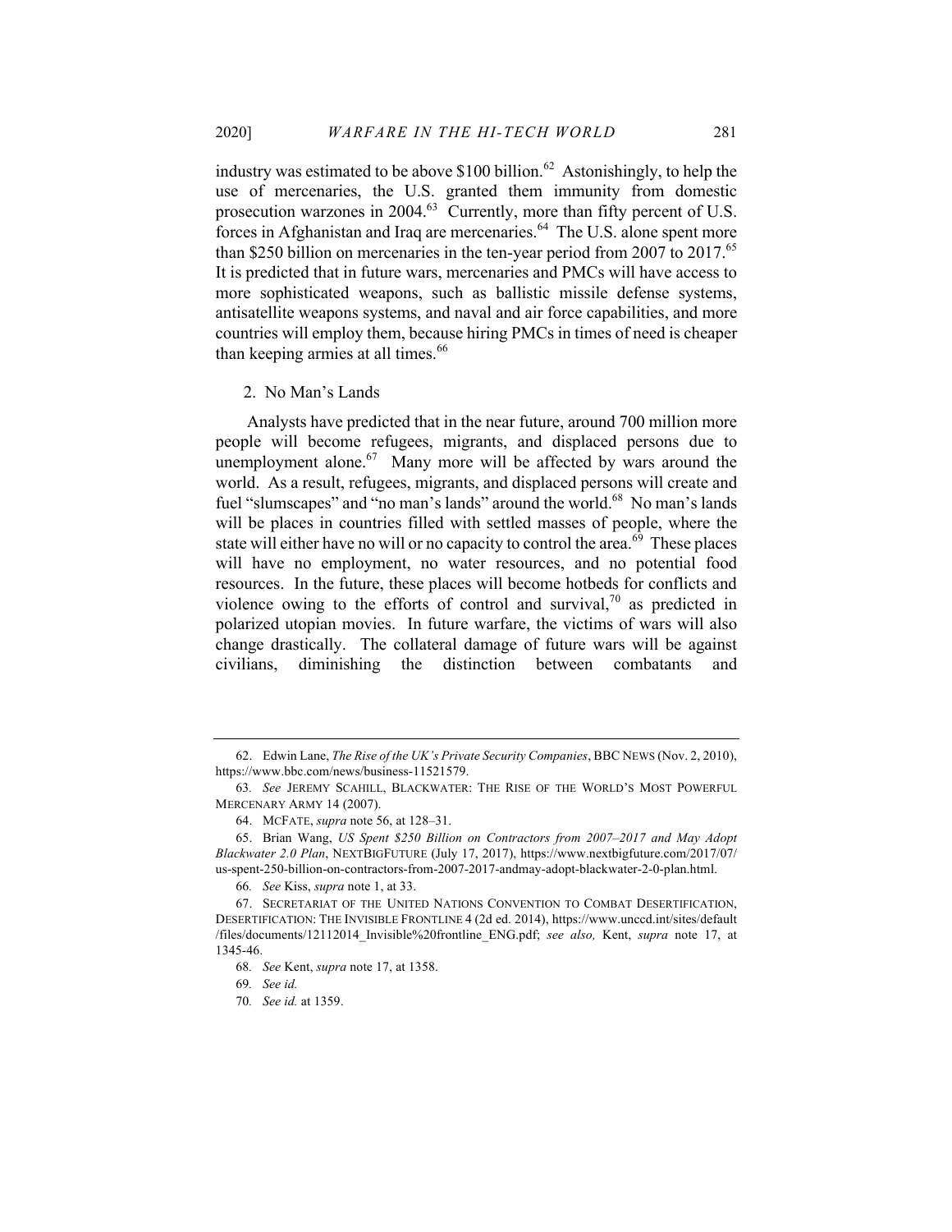industry was estimated to be above $100 billion.[62] Astonishingly, to help the use of mercenaries, the U.S. granted them immunity from domestic prosecution warzones in 2004.[63] Currently, more than fifty percent of U.S. forces in Afghanistan and Iraq are mercenaries.[64] The U.S. alone spent more than $250 billion on mercenaries in the ten-year period from 2007 to 2017.[65] It is predicted that in future wars, mercenaries and PMCs will have access to more sophisticated weapons, such as ballistic missile defense systems, antisatellite weapons systems, and naval and air force capabilities, and more countries will employ them, because hiring PMCs in times of need is cheaper than keeping armies at all times.[66]

### 2. No Man's Lands

Analysts have predicted that in the near future, around 700 million more people will become refugees, migrants, and displaced persons due to unemployment alone.[67] Many more will be affected by wars around the world. As a result, refugees, migrants, and displaced persons will create and fuel "slumscapes" and "no man's lands" around the world.[68] No man's lands will be places in countries filled with settled masses of people, where the state will either have no will or no capacity to control the area.[69] These places will have no employment, no water resources, and no potential food resources. In the future, these places will become hotbeds for conflicts and violence owing to the efforts of control and survival,[70] as predicted in polarized utopian movies. In future warfare, the victims of wars will also change drastically. The collateral damage of future wars will be against civilians, diminishing the distinction between combatants and

---

62. Edwin Lane, *The Rise of the UK's Private Security Companies*, BBC NEWS (Nov. 2, 2010), https://www.bbc.com/news/business-11521579.

63. *See* JEREMY SCAHILL, BLACKWATER: THE RISE OF THE WORLD'S MOST POWERFUL MERCENARY ARMY 14 (2007).

64. MCFATE, *supra* note 56, at 128–31.

65. Brian Wang, *US Spent $250 Billion on Contractors from 2007–2017 and May Adopt Blackwater 2.0 Plan*, NEXTBIGFUTURE (July 17, 2017), https://www.nextbigfuture.com/2017/07/us-spent-250-billion-on-contractors-from-2007-2017-andmay-adopt-blackwater-2-0-plan.html.

66. *See* Kiss, *supra* note 1, at 33.

67. SECRETARIAT OF THE UNITED NATIONS CONVENTION TO COMBAT DESERTIFICATION, DESERTIFICATION: THE INVISIBLE FRONTLINE 4 (2d ed. 2014), https://www.unccd.int/sites/default/files/documents/12112014_Invisible%20frontline_ENG.pdf; *see also,* Kent, *supra* note 17, at 1345-46.

68. *See* Kent, *supra* note 17, at 1358.

69. *See id.*

70. *See id.* at 1359.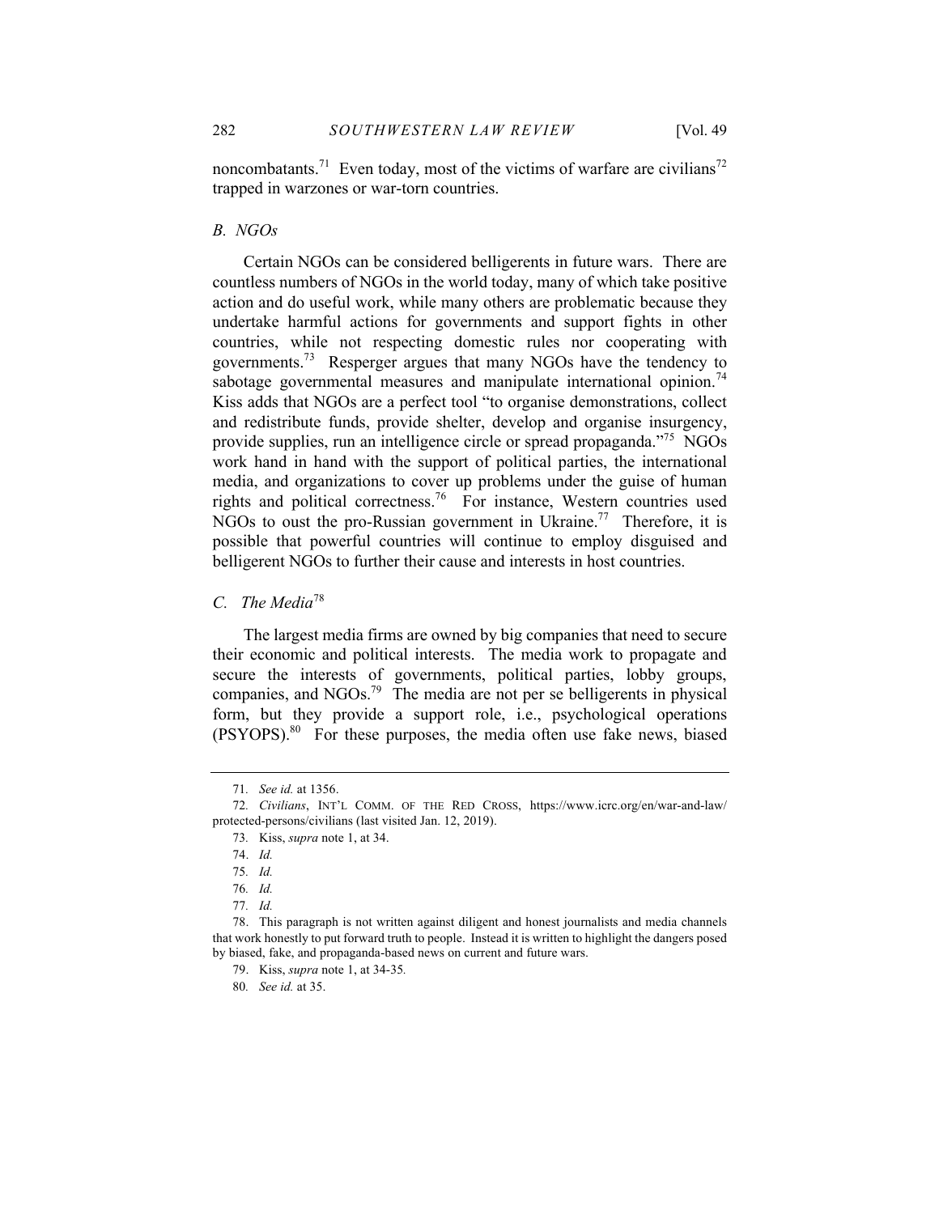noncombatants.[71] Even today, most of the victims of warfare are civilians[72] trapped in warzones or war-torn countries.

### *B. NGOs*

Certain NGOs can be considered belligerents in future wars. There are countless numbers of NGOs in the world today, many of which take positive action and do useful work, while many others are problematic because they undertake harmful actions for governments and support fights in other countries, while not respecting domestic rules nor cooperating with governments.[73] Resperger argues that many NGOs have the tendency to sabotage governmental measures and manipulate international opinion.[74] Kiss adds that NGOs are a perfect tool "to organise demonstrations, collect and redistribute funds, provide shelter, develop and organise insurgency, provide supplies, run an intelligence circle or spread propaganda."[75] NGOs work hand in hand with the support of political parties, the international media, and organizations to cover up problems under the guise of human rights and political correctness.[76] For instance, Western countries used NGOs to oust the pro-Russian government in Ukraine.[77] Therefore, it is possible that powerful countries will continue to employ disguised and belligerent NGOs to further their cause and interests in host countries.

### *C. The Media*[78]

The largest media firms are owned by big companies that need to secure their economic and political interests. The media work to propagate and secure the interests of governments, political parties, lobby groups, companies, and NGOs.[79] The media are not per se belligerents in physical form, but they provide a support role, i.e., psychological operations (PSYOPS).[80] For these purposes, the media often use fake news, biased

---

71. *See id.* at 1356.

72. *Civilians*, INT'L COMM. OF THE RED CROSS, https://www.icrc.org/en/war-and-law/protected-persons/civilians (last visited Jan. 12, 2019).

73. Kiss, *supra* note 1, at 34.

74. *Id.*

75. *Id.*

76. *Id.*

77. *Id.*

78. This paragraph is not written against diligent and honest journalists and media channels that work honestly to put forward truth to people. Instead it is written to highlight the dangers posed by biased, fake, and propaganda-based news on current and future wars.

79. Kiss, *supra* note 1, at 34-35.

80. *See id.* at 35.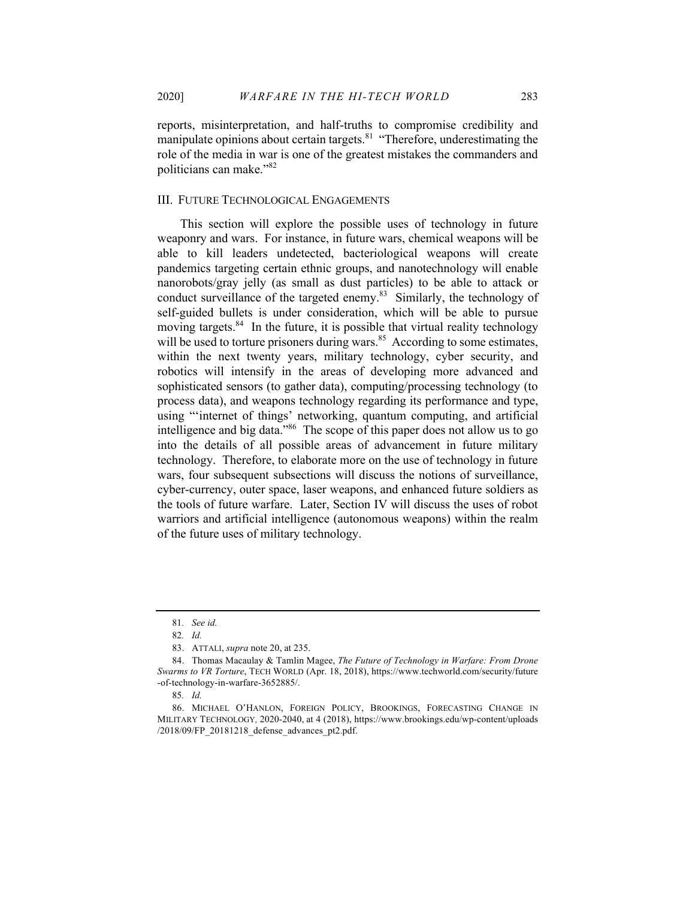reports, misinterpretation, and half-truths to compromise credibility and manipulate opinions about certain targets.[81] "Therefore, underestimating the role of the media in war is one of the greatest mistakes the commanders and politicians can make."[82]

## III. FUTURE TECHNOLOGICAL ENGAGEMENTS

This section will explore the possible uses of technology in future weaponry and wars. For instance, in future wars, chemical weapons will be able to kill leaders undetected, bacteriological weapons will create pandemics targeting certain ethnic groups, and nanotechnology will enable nanorobots/gray jelly (as small as dust particles) to be able to attack or conduct surveillance of the targeted enemy.[83] Similarly, the technology of self-guided bullets is under consideration, which will be able to pursue moving targets.[84] In the future, it is possible that virtual reality technology will be used to torture prisoners during wars.[85] According to some estimates, within the next twenty years, military technology, cyber security, and robotics will intensify in the areas of developing more advanced and sophisticated sensors (to gather data), computing/processing technology (to process data), and weapons technology regarding its performance and type, using "'internet of things' networking, quantum computing, and artificial intelligence and big data."[86] The scope of this paper does not allow us to go into the details of all possible areas of advancement in future military technology. Therefore, to elaborate more on the use of technology in future wars, four subsequent subsections will discuss the notions of surveillance, cyber-currency, outer space, laser weapons, and enhanced future soldiers as the tools of future warfare. Later, Section IV will discuss the uses of robot warriors and artificial intelligence (autonomous weapons) within the realm of the future uses of military technology.

---

81. *See id.*

82. *Id.*

83. ATTALI, *supra* note 20, at 235.

84. Thomas Macaulay & Tamlin Magee, *The Future of Technology in Warfare: From Drone Swarms to VR Torture*, TECH WORLD (Apr. 18, 2018), https://www.techworld.com/security/future-of-technology-in-warfare-3652885/.

85. *Id.*

86. MICHAEL O'HANLON, FOREIGN POLICY, BROOKINGS, FORECASTING CHANGE IN MILITARY TECHNOLOGY, 2020-2040, at 4 (2018), https://www.brookings.edu/wp-content/uploads/2018/09/FP_20181218_defense_advances_pt2.pdf.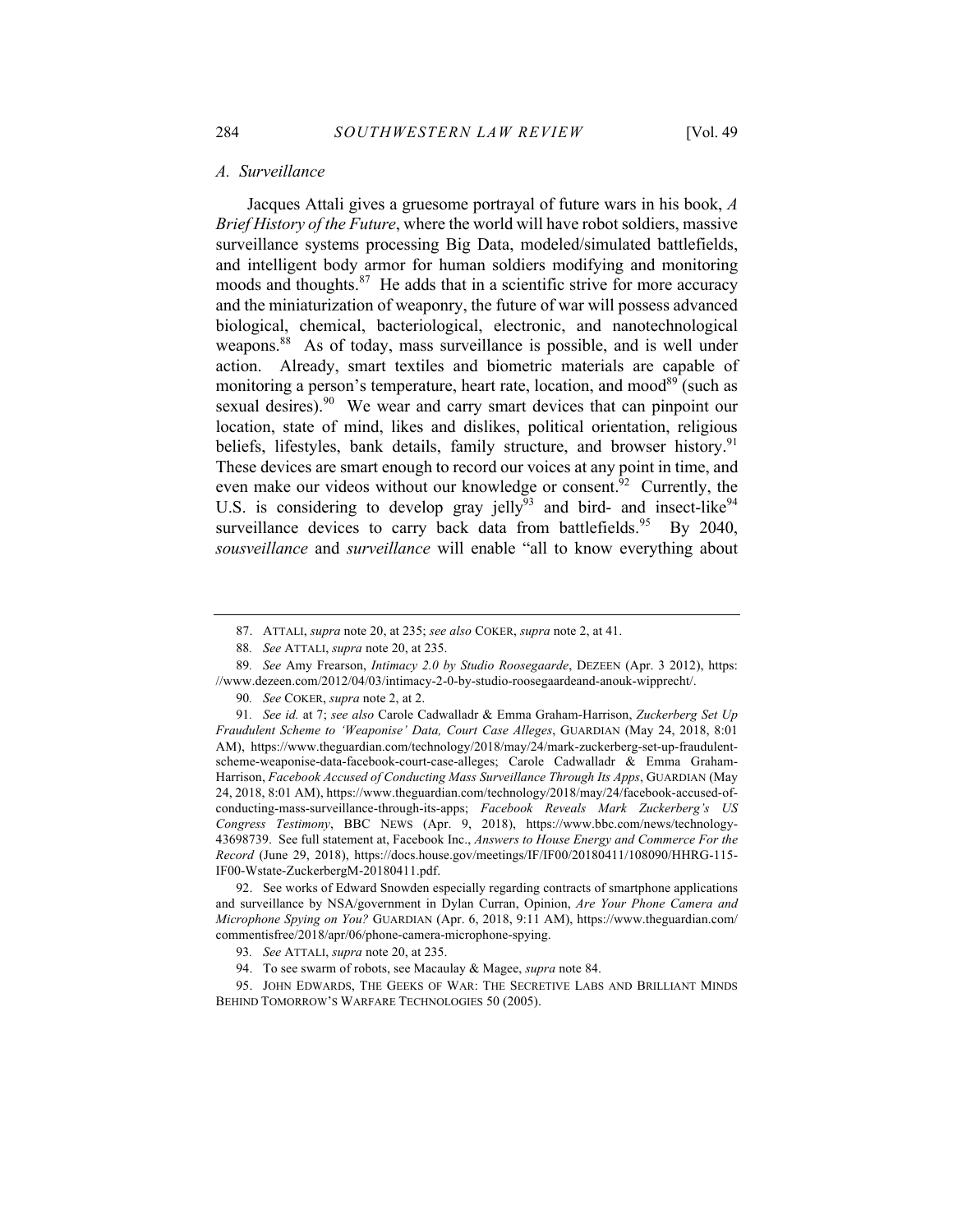### A. Surveillance

Jacques Attali gives a gruesome portrayal of future wars in his book, *A Brief History of the Future*, where the world will have robot soldiers, massive surveillance systems processing Big Data, modeled/simulated battlefields, and intelligent body armor for human soldiers modifying and monitoring moods and thoughts.[87] He adds that in a scientific strive for more accuracy and the miniaturization of weaponry, the future of war will possess advanced biological, chemical, bacteriological, electronic, and nanotechnological weapons.[88] As of today, mass surveillance is possible, and is well under action. Already, smart textiles and biometric materials are capable of monitoring a person's temperature, heart rate, location, and mood[89] (such as sexual desires).[90] We wear and carry smart devices that can pinpoint our location, state of mind, likes and dislikes, political orientation, religious beliefs, lifestyles, bank details, family structure, and browser history.[91] These devices are smart enough to record our voices at any point in time, and even make our videos without our knowledge or consent.[92] Currently, the U.S. is considering to develop gray jelly[93] and bird- and insect-like[94] surveillance devices to carry back data from battlefields.[95] By 2040, *sousveillance* and *surveillance* will enable "all to know everything about

---

87. ATTALI, *supra* note 20, at 235; *see also* COKER, *supra* note 2, at 41.

88. *See* ATTALI, *supra* note 20, at 235.

89. *See* Amy Frearson, *Intimacy 2.0 by Studio Roosegaarde*, DEZEEN (Apr. 3 2012), https://www.dezeen.com/2012/04/03/intimacy-2-0-by-studio-roosegaardeand-anouk-wipprecht/.

90. *See* COKER, *supra* note 2, at 2.

91. *See id.* at 7; *see also* Carole Cadwalladr & Emma Graham-Harrison, *Zuckerberg Set Up Fraudulent Scheme to 'Weaponise' Data, Court Case Alleges*, GUARDIAN (May 24, 2018, 8:01 AM), https://www.theguardian.com/technology/2018/may/24/mark-zuckerberg-set-up-fraudulent-scheme-weaponise-data-facebook-court-case-alleges; Carole Cadwalladr & Emma Graham-Harrison, *Facebook Accused of Conducting Mass Surveillance Through Its Apps*, GUARDIAN (May 24, 2018, 8:01 AM), https://www.theguardian.com/technology/2018/may/24/facebook-accused-of-conducting-mass-surveillance-through-its-apps; *Facebook Reveals Mark Zuckerberg's US Congress Testimony*, BBC NEWS (Apr. 9, 2018), https://www.bbc.com/news/technology-43698739. See full statement at, Facebook Inc., *Answers to House Energy and Commerce For the Record* (June 29, 2018), https://docs.house.gov/meetings/IF/IF00/20180411/108090/HHRG-115-IF00-Wstate-ZuckerbergM-20180411.pdf.

92. See works of Edward Snowden especially regarding contracts of smartphone applications and surveillance by NSA/government in Dylan Curran, Opinion, *Are Your Phone Camera and Microphone Spying on You?* GUARDIAN (Apr. 6, 2018, 9:11 AM), https://www.theguardian.com/commentisfree/2018/apr/06/phone-camera-microphone-spying.

93. *See* ATTALI, *supra* note 20, at 235.

94. To see swarm of robots, see Macaulay & Magee, *supra* note 84.

95. JOHN EDWARDS, THE GEEKS OF WAR: THE SECRETIVE LABS AND BRILLIANT MINDS BEHIND TOMORROW'S WARFARE TECHNOLOGIES 50 (2005).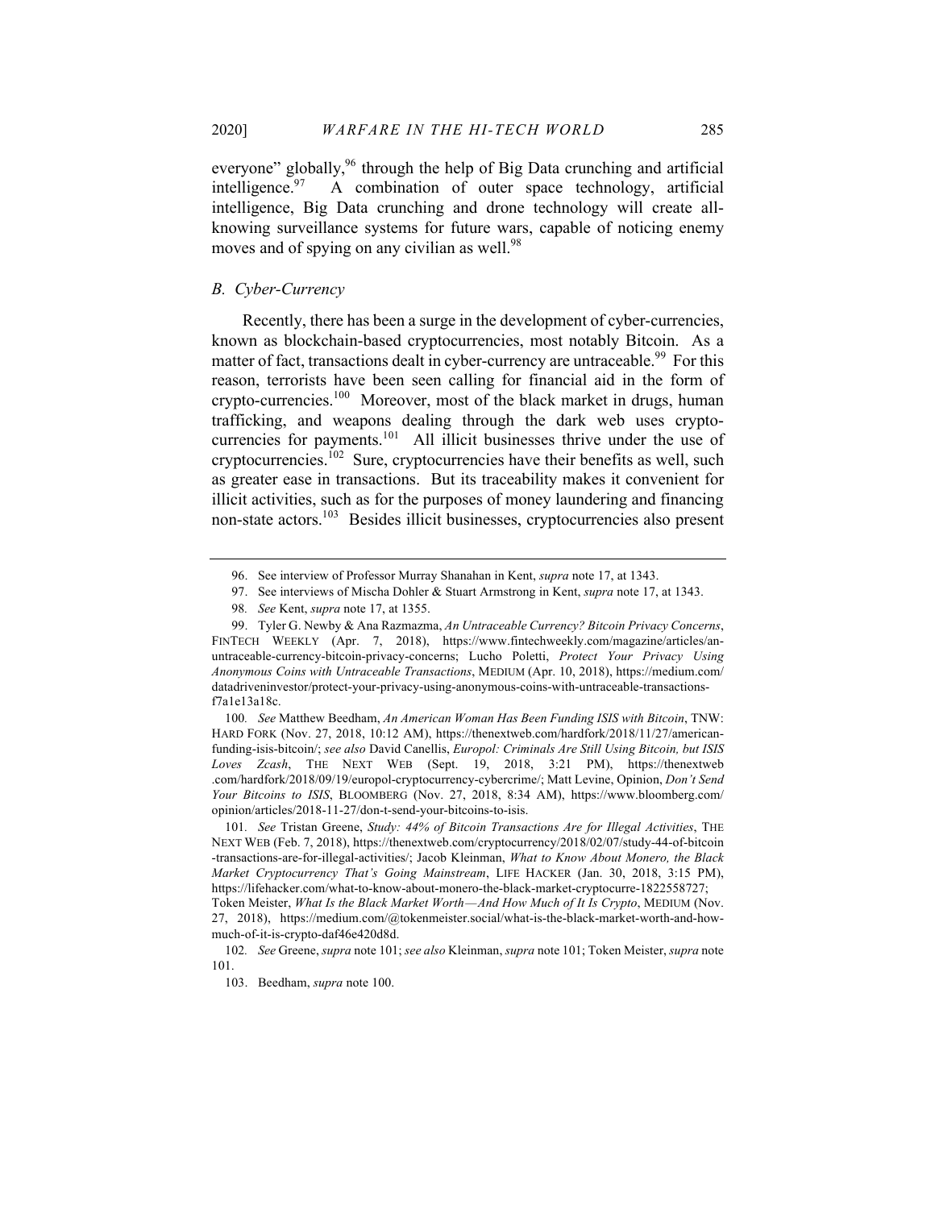everyone" globally,[96] through the help of Big Data crunching and artificial intelligence.[97] A combination of outer space technology, artificial intelligence, Big Data crunching and drone technology will create all-knowing surveillance systems for future wars, capable of noticing enemy moves and of spying on any civilian as well.[98]

### *B. Cyber-Currency*

Recently, there has been a surge in the development of cyber-currencies, known as blockchain-based cryptocurrencies, most notably Bitcoin. As a matter of fact, transactions dealt in cyber-currency are untraceable.[99] For this reason, terrorists have been seen calling for financial aid in the form of crypto-currencies.[100] Moreover, most of the black market in drugs, human trafficking, and weapons dealing through the dark web uses crypto-currencies for payments.[101] All illicit businesses thrive under the use of cryptocurrencies.[102] Sure, cryptocurrencies have their benefits as well, such as greater ease in transactions. But its traceability makes it convenient for illicit activities, such as for the purposes of money laundering and financing non-state actors.[103] Besides illicit businesses, cryptocurrencies also present

---

96. See interview of Professor Murray Shanahan in Kent, *supra* note 17, at 1343.

97. See interviews of Mischa Dohler & Stuart Armstrong in Kent, *supra* note 17, at 1343.

98. *See* Kent, *supra* note 17, at 1355.

99. Tyler G. Newby & Ana Razmazma, *An Untraceable Currency? Bitcoin Privacy Concerns*, FINTECH WEEKLY (Apr. 7, 2018), https://www.fintechweekly.com/magazine/articles/an-untraceable-currency-bitcoin-privacy-concerns; Lucho Poletti, *Protect Your Privacy Using Anonymous Coins with Untraceable Transactions*, MEDIUM (Apr. 10, 2018), https://medium.com/datadriveninvestor/protect-your-privacy-using-anonymous-coins-with-untraceable-transactions-f7a1e13a18c.

100. *See* Matthew Beedham, *An American Woman Has Been Funding ISIS with Bitcoin*, TNW: HARD FORK (Nov. 27, 2018, 10:12 AM), https://thenextweb.com/hardfork/2018/11/27/american-funding-isis-bitcoin/; *see also* David Canellis, *Europol: Criminals Are Still Using Bitcoin, but ISIS Loves Zcash*, THE NEXT WEB (Sept. 19, 2018, 3:21 PM), https://thenextweb.com/hardfork/2018/09/19/europol-cryptocurrency-cybercrime/; Matt Levine, Opinion, *Don't Send Your Bitcoins to ISIS*, BLOOMBERG (Nov. 27, 2018, 8:34 AM), https://www.bloomberg.com/opinion/articles/2018-11-27/don-t-send-your-bitcoins-to-isis.

101. *See* Tristan Greene, *Study: 44% of Bitcoin Transactions Are for Illegal Activities*, THE NEXT WEB (Feb. 7, 2018), https://thenextweb.com/cryptocurrency/2018/02/07/study-44-of-bitcoin-transactions-are-for-illegal-activities/; Jacob Kleinman, *What to Know About Monero, the Black Market Cryptocurrency That's Going Mainstream*, LIFE HACKER (Jan. 30, 2018, 3:15 PM), https://lifehacker.com/what-to-know-about-monero-the-black-market-cryptocurre-1822558727; Token Meister, *What Is the Black Market Worth—And How Much of It Is Crypto*, MEDIUM (Nov. 27, 2018), https://medium.com/@tokenmeister.social/what-is-the-black-market-worth-and-how-much-of-it-is-crypto-daf46e420d8d.

102. *See* Greene, *supra* note 101; *see also* Kleinman, *supra* note 101; Token Meister, *supra* note 101.

103. Beedham, *supra* note 100.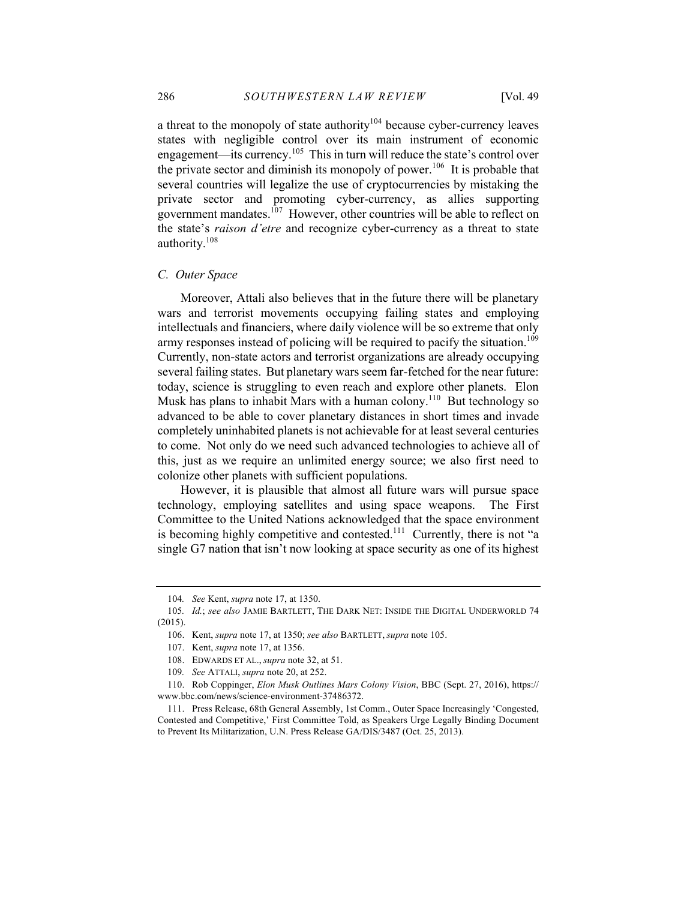a threat to the monopoly of state authority[104] because cyber-currency leaves states with negligible control over its main instrument of economic engagement—its currency.[105] This in turn will reduce the state's control over the private sector and diminish its monopoly of power.[106] It is probable that several countries will legalize the use of cryptocurrencies by mistaking the private sector and promoting cyber-currency, as allies supporting government mandates.[107] However, other countries will be able to reflect on the state's *raison d'etre* and recognize cyber-currency as a threat to state authority.[108]

### *C. Outer Space*

Moreover, Attali also believes that in the future there will be planetary wars and terrorist movements occupying failing states and employing intellectuals and financiers, where daily violence will be so extreme that only army responses instead of policing will be required to pacify the situation.[109] Currently, non-state actors and terrorist organizations are already occupying several failing states. But planetary wars seem far-fetched for the near future: today, science is struggling to even reach and explore other planets. Elon Musk has plans to inhabit Mars with a human colony.[110] But technology so advanced to be able to cover planetary distances in short times and invade completely uninhabited planets is not achievable for at least several centuries to come. Not only do we need such advanced technologies to achieve all of this, just as we require an unlimited energy source; we also first need to colonize other planets with sufficient populations.

However, it is plausible that almost all future wars will pursue space technology, employing satellites and using space weapons. The First Committee to the United Nations acknowledged that the space environment is becoming highly competitive and contested.[111] Currently, there is not "a single G7 nation that isn't now looking at space security as one of its highest

---

104. *See* Kent, *supra* note 17, at 1350.

105. *Id.*; *see also* JAMIE BARTLETT, THE DARK NET: INSIDE THE DIGITAL UNDERWORLD 74 (2015).

106. Kent, *supra* note 17, at 1350; *see also* BARTLETT, *supra* note 105.

107. Kent, *supra* note 17, at 1356.

108. EDWARDS ET AL., *supra* note 32, at 51.

109. *See* ATTALI, *supra* note 20, at 252.

110. Rob Coppinger, *Elon Musk Outlines Mars Colony Vision*, BBC (Sept. 27, 2016), https://www.bbc.com/news/science-environment-37486372.

111. Press Release, 68th General Assembly, 1st Comm., Outer Space Increasingly 'Congested, Contested and Competitive,' First Committee Told, as Speakers Urge Legally Binding Document to Prevent Its Militarization, U.N. Press Release GA/DIS/3487 (Oct. 25, 2013).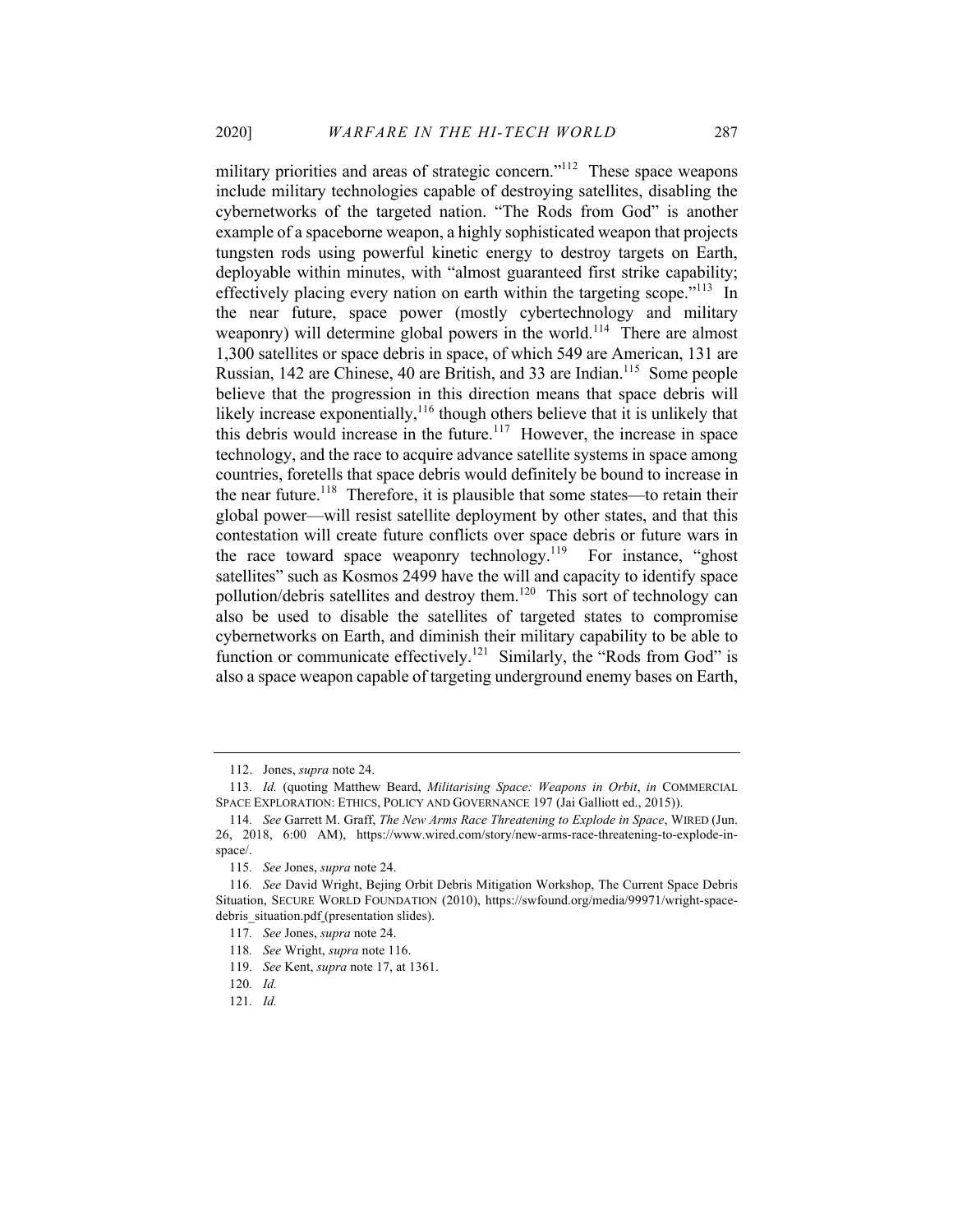military priorities and areas of strategic concern."[112] These space weapons include military technologies capable of destroying satellites, disabling the cybernetworks of the targeted nation. "The Rods from God" is another example of a spaceborne weapon, a highly sophisticated weapon that projects tungsten rods using powerful kinetic energy to destroy targets on Earth, deployable within minutes, with "almost guaranteed first strike capability; effectively placing every nation on earth within the targeting scope."[113] In the near future, space power (mostly cybertechnology and military weaponry) will determine global powers in the world.[114] There are almost 1,300 satellites or space debris in space, of which 549 are American, 131 are Russian, 142 are Chinese, 40 are British, and 33 are Indian.[115] Some people believe that the progression in this direction means that space debris will likely increase exponentially,[116] though others believe that it is unlikely that this debris would increase in the future.[117] However, the increase in space technology, and the race to acquire advance satellite systems in space among countries, foretells that space debris would definitely be bound to increase in the near future.[118] Therefore, it is plausible that some states—to retain their global power—will resist satellite deployment by other states, and that this contestation will create future conflicts over space debris or future wars in the race toward space weaponry technology.[119] For instance, "ghost satellites" such as Kosmos 2499 have the will and capacity to identify space pollution/debris satellites and destroy them.[120] This sort of technology can also be used to disable the satellites of targeted states to compromise cybernetworks on Earth, and diminish their military capability to be able to function or communicate effectively.[121] Similarly, the "Rods from God" is also a space weapon capable of targeting underground enemy bases on Earth,

---

112. Jones, *supra* note 24.

113. *Id.* (quoting Matthew Beard, *Militarising Space: Weapons in Orbit*, *in* COMMERCIAL SPACE EXPLORATION: ETHICS, POLICY AND GOVERNANCE 197 (Jai Galliott ed., 2015)).

114. *See* Garrett M. Graff, *The New Arms Race Threatening to Explode in Space*, WIRED (Jun. 26, 2018, 6:00 AM), https://www.wired.com/story/new-arms-race-threatening-to-explode-in-space/.

115. *See* Jones, *supra* note 24.

116. *See* David Wright, Bejing Orbit Debris Mitigation Workshop, The Current Space Debris Situation, SECURE WORLD FOUNDATION (2010), https://swfound.org/media/99971/wright-space-debris_situation.pdf (presentation slides).

117. *See* Jones, *supra* note 24.

118. *See* Wright, *supra* note 116.

119. *See* Kent, *supra* note 17, at 1361.

120. *Id.*

121. *Id.*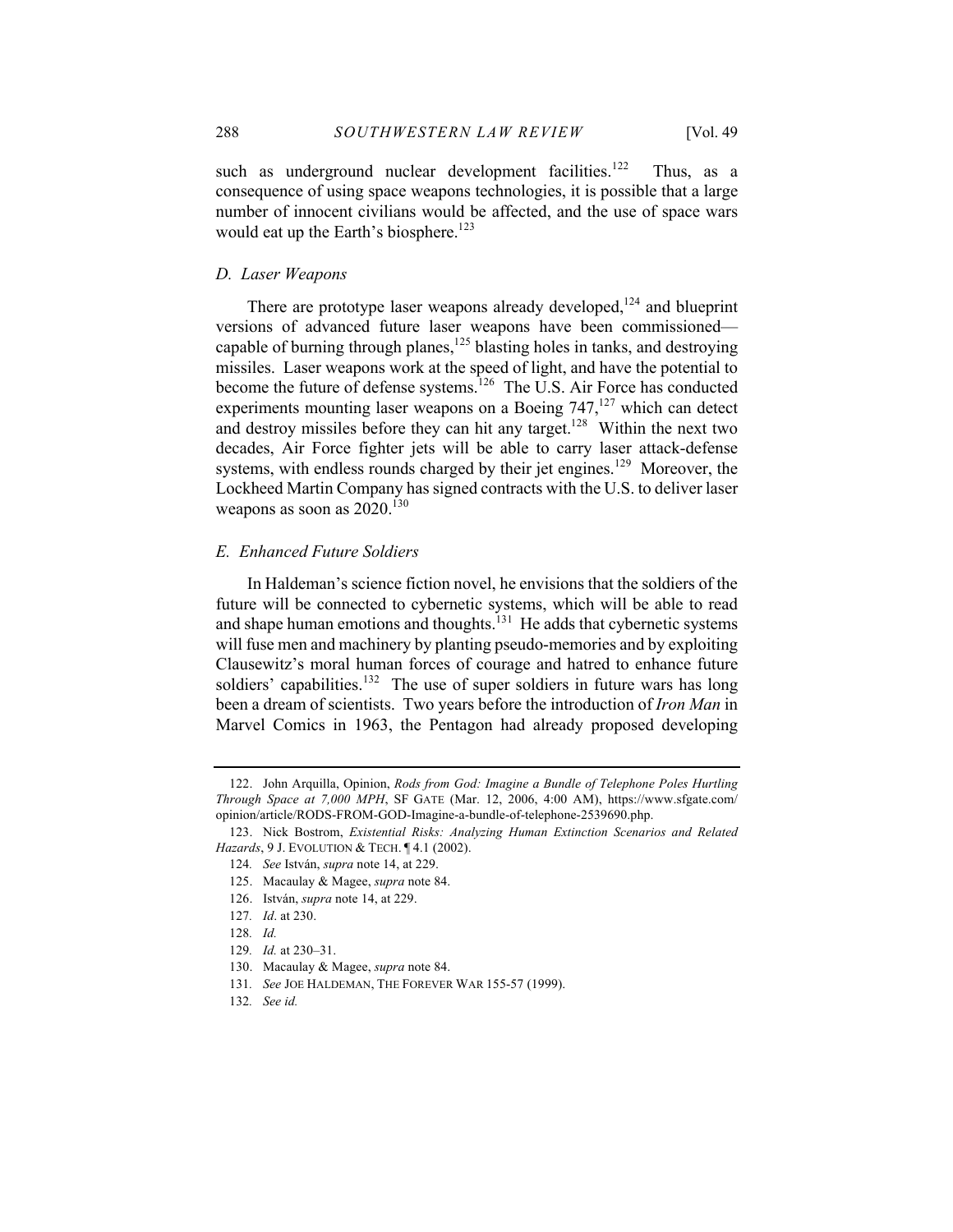such as underground nuclear development facilities.[122] Thus, as a consequence of using space weapons technologies, it is possible that a large number of innocent civilians would be affected, and the use of space wars would eat up the Earth's biosphere.[123]

### *D. Laser Weapons*

There are prototype laser weapons already developed,[124] and blueprint versions of advanced future laser weapons have been commissioned—capable of burning through planes,[125] blasting holes in tanks, and destroying missiles. Laser weapons work at the speed of light, and have the potential to become the future of defense systems.[126] The U.S. Air Force has conducted experiments mounting laser weapons on a Boeing 747,[127] which can detect and destroy missiles before they can hit any target.[128] Within the next two decades, Air Force fighter jets will be able to carry laser attack-defense systems, with endless rounds charged by their jet engines.[129] Moreover, the Lockheed Martin Company has signed contracts with the U.S. to deliver laser weapons as soon as 2020.[130]

### *E. Enhanced Future Soldiers*

In Haldeman's science fiction novel, he envisions that the soldiers of the future will be connected to cybernetic systems, which will be able to read and shape human emotions and thoughts.[131] He adds that cybernetic systems will fuse men and machinery by planting pseudo-memories and by exploiting Clausewitz's moral human forces of courage and hatred to enhance future soldiers' capabilities.[132] The use of super soldiers in future wars has long been a dream of scientists. Two years before the introduction of *Iron Man* in Marvel Comics in 1963, the Pentagon had already proposed developing

---

122. John Arquilla, Opinion, *Rods from God: Imagine a Bundle of Telephone Poles Hurtling Through Space at 7,000 MPH*, SF GATE (Mar. 12, 2006, 4:00 AM), https://www.sfgate.com/opinion/article/RODS-FROM-GOD-Imagine-a-bundle-of-telephone-2539690.php.

123. Nick Bostrom, *Existential Risks: Analyzing Human Extinction Scenarios and Related Hazards*, 9 J. EVOLUTION & TECH. ¶ 4.1 (2002).

124. *See* István, *supra* note 14, at 229.

125. Macaulay & Magee, *supra* note 84.

126. István, *supra* note 14, at 229.

127. *Id*. at 230.

128. *Id.*

129. *Id.* at 230–31.

130. Macaulay & Magee, *supra* note 84.

131. *See* JOE HALDEMAN, THE FOREVER WAR 155-57 (1999).

132. *See id.*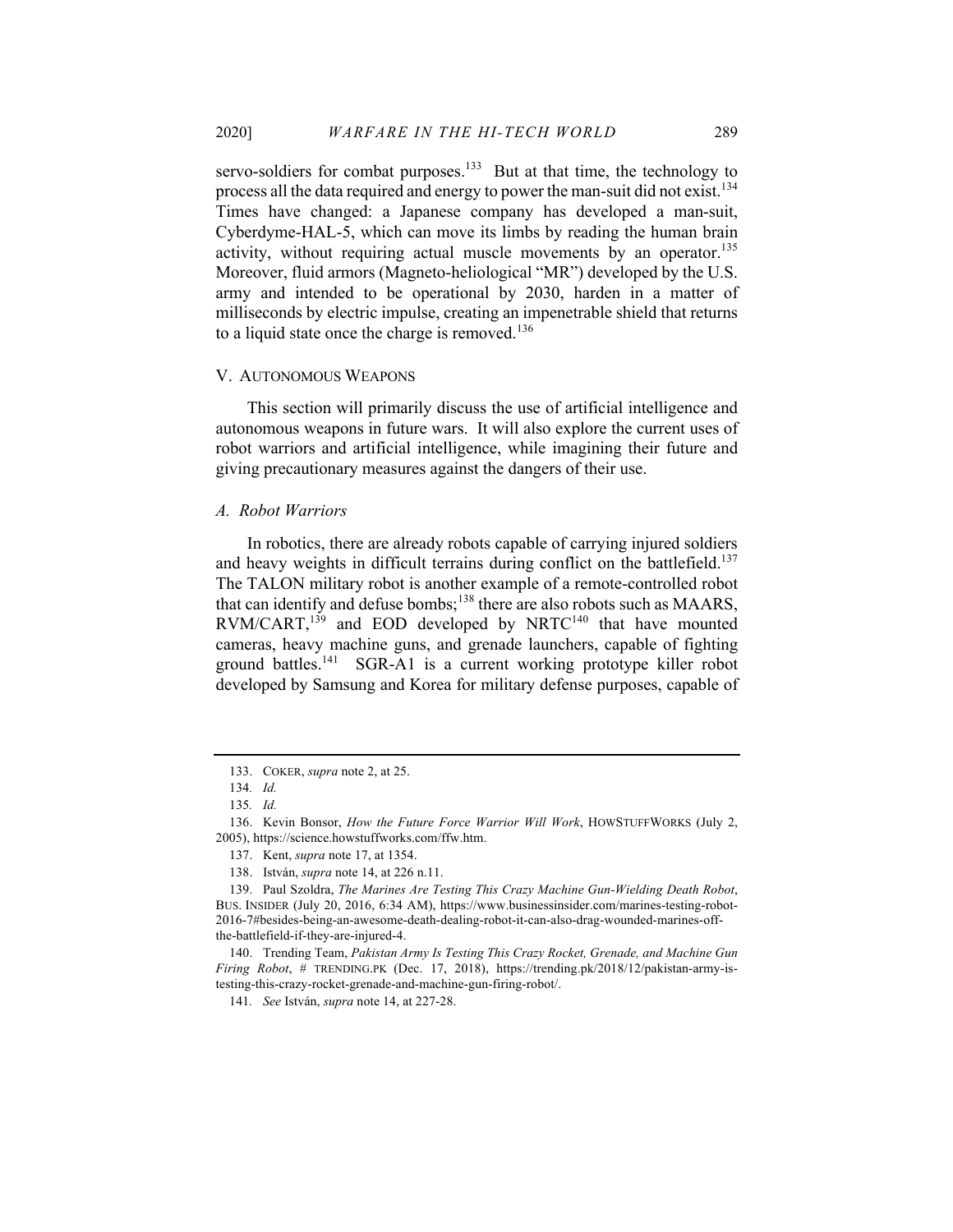servo-soldiers for combat purposes.[133] But at that time, the technology to process all the data required and energy to power the man-suit did not exist.[134] Times have changed: a Japanese company has developed a man-suit, Cyberdyme-HAL-5, which can move its limbs by reading the human brain activity, without requiring actual muscle movements by an operator.[135] Moreover, fluid armors (Magneto-heliological "MR") developed by the U.S. army and intended to be operational by 2030, harden in a matter of milliseconds by electric impulse, creating an impenetrable shield that returns to a liquid state once the charge is removed.[136]

## V. AUTONOMOUS WEAPONS

This section will primarily discuss the use of artificial intelligence and autonomous weapons in future wars. It will also explore the current uses of robot warriors and artificial intelligence, while imagining their future and giving precautionary measures against the dangers of their use.

### *A. Robot Warriors*

In robotics, there are already robots capable of carrying injured soldiers and heavy weights in difficult terrains during conflict on the battlefield.[137] The TALON military robot is another example of a remote-controlled robot that can identify and defuse bombs;[138] there are also robots such as MAARS, RVM/CART,[139] and EOD developed by NRTC[140] that have mounted cameras, heavy machine guns, and grenade launchers, capable of fighting ground battles.[141] SGR-A1 is a current working prototype killer robot developed by Samsung and Korea for military defense purposes, capable of

---

133. COKER, *supra* note 2, at 25.

134. *Id.*

135. *Id.*

136. Kevin Bonsor, *How the Future Force Warrior Will Work*, HOWSTUFFWORKS (July 2, 2005), https://science.howstuffworks.com/ffw.htm.

137. Kent, *supra* note 17, at 1354.

138. István, *supra* note 14, at 226 n.11.

139. Paul Szoldra, *The Marines Are Testing This Crazy Machine Gun-Wielding Death Robot*, BUS. INSIDER (July 20, 2016, 6:34 AM), https://www.businessinsider.com/marines-testing-robot-2016-7#besides-being-an-awesome-death-dealing-robot-it-can-also-drag-wounded-marines-off-the-battlefield-if-they-are-injured-4.

140. Trending Team, *Pakistan Army Is Testing This Crazy Rocket, Grenade, and Machine Gun Firing Robot*, # TRENDING.PK (Dec. 17, 2018), https://trending.pk/2018/12/pakistan-army-is-testing-this-crazy-rocket-grenade-and-machine-gun-firing-robot/.

141. *See* István, *supra* note 14, at 227-28.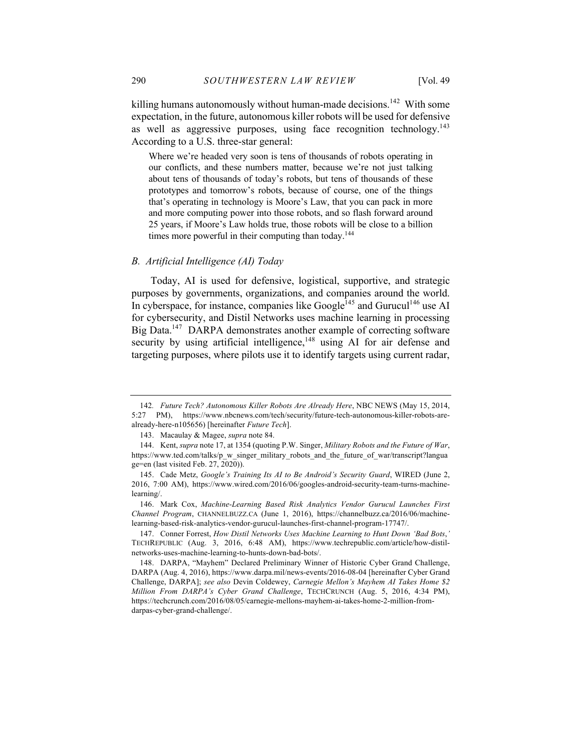killing humans autonomously without human-made decisions.[142] With some expectation, in the future, autonomous killer robots will be used for defensive as well as aggressive purposes, using face recognition technology.[143] According to a U.S. three-star general:

> Where we're headed very soon is tens of thousands of robots operating in our conflicts, and these numbers matter, because we're not just talking about tens of thousands of today's robots, but tens of thousands of these prototypes and tomorrow's robots, because of course, one of the things that's operating in technology is Moore's Law, that you can pack in more and more computing power into those robots, and so flash forward around 25 years, if Moore's Law holds true, those robots will be close to a billion times more powerful in their computing than today.[144]

### *B. Artificial Intelligence (AI) Today*

Today, AI is used for defensive, logistical, supportive, and strategic purposes by governments, organizations, and companies around the world. In cyberspace, for instance, companies like Google[145] and Gurucul[146] use AI for cybersecurity, and Distil Networks uses machine learning in processing Big Data.[147] DARPA demonstrates another example of correcting software security by using artificial intelligence,[148] using AI for air defense and targeting purposes, where pilots use it to identify targets using current radar,

---

142. *Future Tech? Autonomous Killer Robots Are Already Here*, NBC NEWS (May 15, 2014, 5:27 PM), https://www.nbcnews.com/tech/security/future-tech-autonomous-killer-robots-are-already-here-n105656) [hereinafter *Future Tech*].

143. Macaulay & Magee, *supra* note 84.

144. Kent, *supra* note 17, at 1354 (quoting P.W. Singer, *Military Robots and the Future of War*, https://www.ted.com/talks/p_w_singer_military_robots_and_the_future_of_war/transcript?language=en (last visited Feb. 27, 2020)).

145. Cade Metz, *Google's Training Its AI to Be Android's Security Guard*, WIRED (June 2, 2016, 7:00 AM), https://www.wired.com/2016/06/googles-android-security-team-turns-machine-learning/.

146. Mark Cox, *Machine-Learning Based Risk Analytics Vendor Gurucul Launches First Channel Program*, CHANNELBUZZ.CA (June 1, 2016), https://channelbuzz.ca/2016/06/machine-learning-based-risk-analytics-vendor-gurucul-launches-first-channel-program-17747/.

147. Conner Forrest, *How Distil Networks Uses Machine Learning to Hunt Down 'Bad Bots*,*'* TECHREPUBLIC (Aug. 3, 2016, 6:48 AM), https://www.techrepublic.com/article/how-distil-networks-uses-machine-learning-to-hunts-down-bad-bots/.

148. DARPA, "Mayhem" Declared Preliminary Winner of Historic Cyber Grand Challenge, DARPA (Aug. 4, 2016), https://www.darpa.mil/news-events/2016-08-04 [hereinafter Cyber Grand Challenge, DARPA]; *see also* Devin Coldewey, *Carnegie Mellon's Mayhem AI Takes Home $2 Million From DARPA's Cyber Grand Challenge*, TECHCRUNCH (Aug. 5, 2016, 4:34 PM), https://techcrunch.com/2016/08/05/carnegie-mellons-mayhem-ai-takes-home-2-million-from-darpas-cyber-grand-challenge/.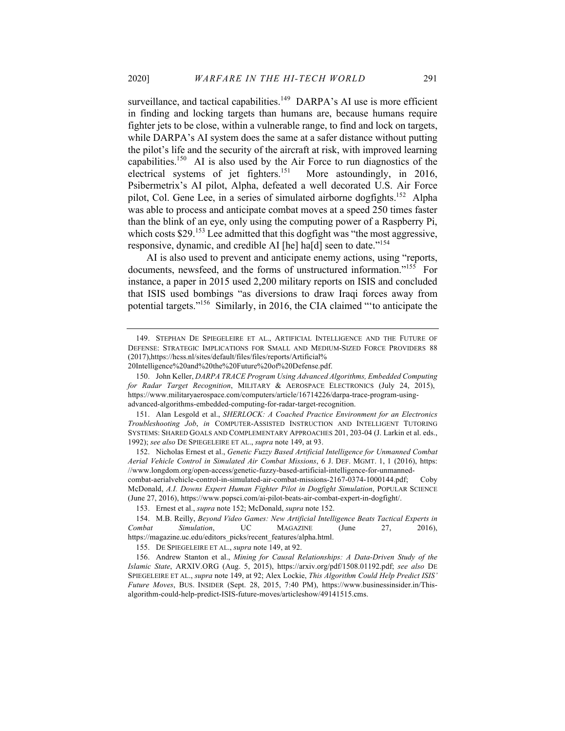surveillance, and tactical capabilities.[149] DARPA's AI use is more efficient in finding and locking targets than humans are, because humans require fighter jets to be close, within a vulnerable range, to find and lock on targets, while DARPA's AI system does the same at a safer distance without putting the pilot's life and the security of the aircraft at risk, with improved learning capabilities.[150] AI is also used by the Air Force to run diagnostics of the electrical systems of jet fighters.[151] More astoundingly, in 2016, Psibermetrix's AI pilot, Alpha, defeated a well decorated U.S. Air Force pilot, Col. Gene Lee, in a series of simulated airborne dogfights.[152] Alpha was able to process and anticipate combat moves at a speed 250 times faster than the blink of an eye, only using the computing power of a Raspberry Pi, which costs $29.[153] Lee admitted that this dogfight was "the most aggressive, responsive, dynamic, and credible AI [he] ha[d] seen to date."[154]

AI is also used to prevent and anticipate enemy actions, using "reports, documents, newsfeed, and the forms of unstructured information."[155] For instance, a paper in 2015 used 2,200 military reports on ISIS and concluded that ISIS used bombings "as diversions to draw Iraqi forces away from potential targets."[156] Similarly, in 2016, the CIA claimed "'to anticipate the

---

149. STEPHAN DE SPIEGELEIRE ET AL., ARTIFICIAL INTELLIGENCE AND THE FUTURE OF DEFENSE: STRATEGIC IMPLICATIONS FOR SMALL AND MEDIUM-SIZED FORCE PROVIDERS 88 (2017),https://hcss.nl/sites/default/files/files/reports/Artificial%20Intelligence%20and%20the%20Future%20of%20Defense.pdf.

150. John Keller, *DARPA TRACE Program Using Advanced Algorithms, Embedded Computing for Radar Target Recognition*, MILITARY & AEROSPACE ELECTRONICS (July 24, 2015), https://www.militaryaerospace.com/computers/article/16714226/darpa-trace-program-using-advanced-algorithms-embedded-computing-for-radar-target-recognition.

151. Alan Lesgold et al., *SHERLOCK: A Coached Practice Environment for an Electronics Troubleshooting Job*, *in* COMPUTER-ASSISTED INSTRUCTION AND INTELLIGENT TUTORING SYSTEMS: SHARED GOALS AND COMPLEMENTARY APPROACHES 201, 203-04 (J. Larkin et al. eds., 1992); *see also* DE SPIEGELEIRE ET AL., *supra* note 149, at 93.

152. Nicholas Ernest et al., *Genetic Fuzzy Based Artificial Intelligence for Unmanned Combat Aerial Vehicle Control in Simulated Air Combat Missions*, 6 J. DEF. MGMT. 1, 1 (2016), https://www.longdom.org/open-access/genetic-fuzzy-based-artificial-intelligence-for-unmanned-combat-aerialvehicle-control-in-simulated-air-combat-missions-2167-0374-1000144.pdf; Coby McDonald, *A.I. Downs Expert Human Fighter Pilot in Dogfight Simulation*, POPULAR SCIENCE (June 27, 2016), https://www.popsci.com/ai-pilot-beats-air-combat-expert-in-dogfight/.

153. Ernest et al., *supra* note 152; McDonald, *supra* note 152.

154. M.B. Reilly, *Beyond Video Games: New Artificial Intelligence Beats Tactical Experts in Combat Simulation*, UC MAGAZINE (June 27, 2016), https://magazine.uc.edu/editors_picks/recent_features/alpha.html.

155. DE SPIEGELEIRE ET AL., *supra* note 149, at 92.

156. Andrew Stanton et al., *Mining for Causal Relationships: A Data-Driven Study of the Islamic State*, ARXIV.ORG (Aug. 5, 2015), https://arxiv.org/pdf/1508.01192.pdf; *see also* DE SPIEGELEIRE ET AL., *supra* note 149, at 92; Alex Lockie, *This Algorithm Could Help Predict ISIS' Future Moves*, BUS. INSIDER (Sept. 28, 2015, 7:40 PM), https://www.businessinsider.in/This-algorithm-could-help-predict-ISIS-future-moves/articleshow/49141515.cms.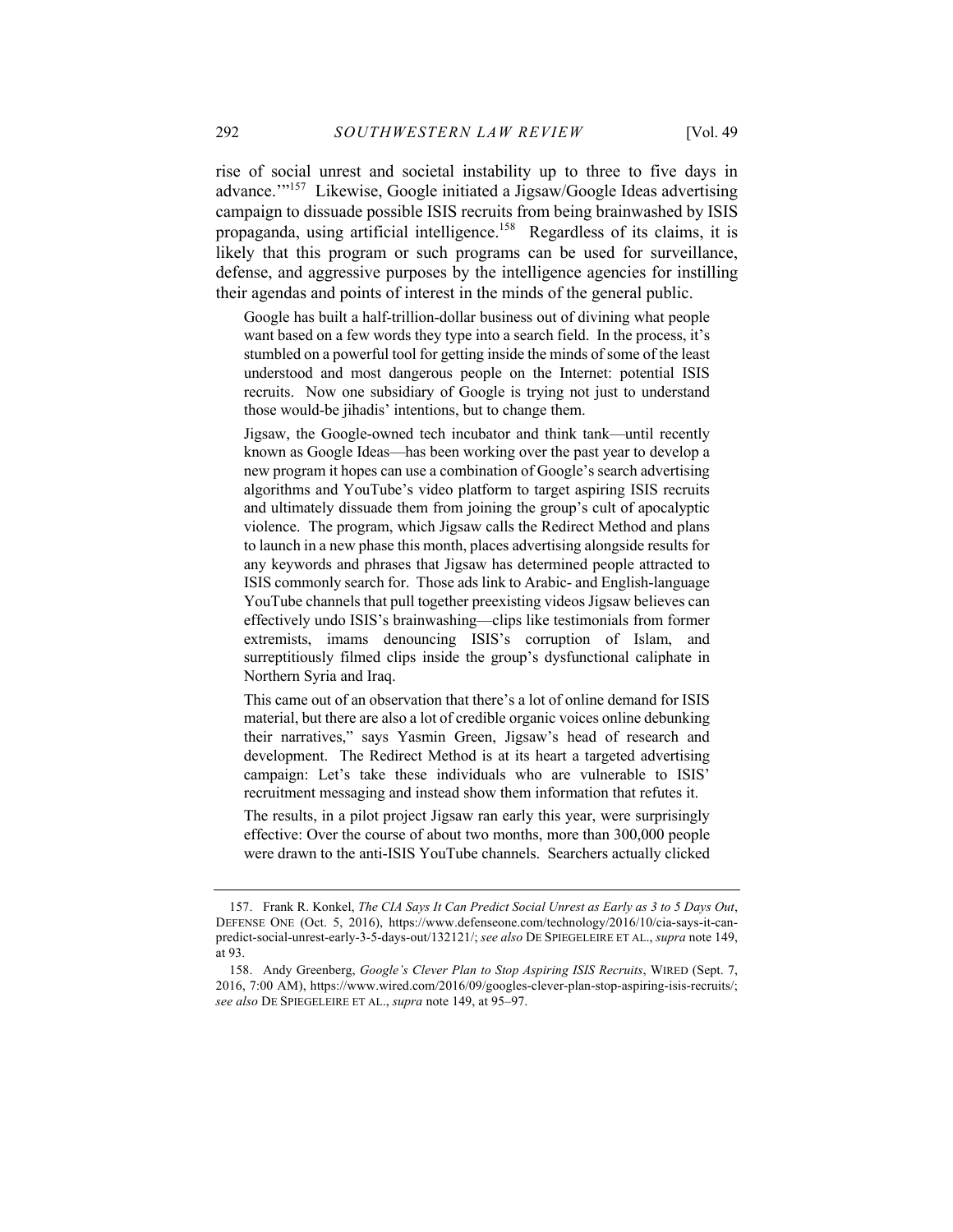rise of social unrest and societal instability up to three to five days in advance.'"[157] Likewise, Google initiated a Jigsaw/Google Ideas advertising campaign to dissuade possible ISIS recruits from being brainwashed by ISIS propaganda, using artificial intelligence.[158] Regardless of its claims, it is likely that this program or such programs can be used for surveillance, defense, and aggressive purposes by the intelligence agencies for instilling their agendas and points of interest in the minds of the general public.

> Google has built a half-trillion-dollar business out of divining what people want based on a few words they type into a search field. In the process, it's stumbled on a powerful tool for getting inside the minds of some of the least understood and most dangerous people on the Internet: potential ISIS recruits. Now one subsidiary of Google is trying not just to understand those would-be jihadis' intentions, but to change them.
>
> Jigsaw, the Google-owned tech incubator and think tank—until recently known as Google Ideas—has been working over the past year to develop a new program it hopes can use a combination of Google's search advertising algorithms and YouTube's video platform to target aspiring ISIS recruits and ultimately dissuade them from joining the group's cult of apocalyptic violence. The program, which Jigsaw calls the Redirect Method and plans to launch in a new phase this month, places advertising alongside results for any keywords and phrases that Jigsaw has determined people attracted to ISIS commonly search for. Those ads link to Arabic- and English-language YouTube channels that pull together preexisting videos Jigsaw believes can effectively undo ISIS's brainwashing—clips like testimonials from former extremists, imams denouncing ISIS's corruption of Islam, and surreptitiously filmed clips inside the group's dysfunctional caliphate in Northern Syria and Iraq.
>
> This came out of an observation that there's a lot of online demand for ISIS material, but there are also a lot of credible organic voices online debunking their narratives," says Yasmin Green, Jigsaw's head of research and development. The Redirect Method is at its heart a targeted advertising campaign: Let's take these individuals who are vulnerable to ISIS' recruitment messaging and instead show them information that refutes it.
>
> The results, in a pilot project Jigsaw ran early this year, were surprisingly effective: Over the course of about two months, more than 300,000 people were drawn to the anti-ISIS YouTube channels. Searchers actually clicked

---

157. Frank R. Konkel, *The CIA Says It Can Predict Social Unrest as Early as 3 to 5 Days Out*, DEFENSE ONE (Oct. 5, 2016), https://www.defenseone.com/technology/2016/10/cia-says-it-can-predict-social-unrest-early-3-5-days-out/132121/; *see also* DE SPIEGELEIRE ET AL., *supra* note 149, at 93.

158. Andy Greenberg, *Google's Clever Plan to Stop Aspiring ISIS Recruits*, WIRED (Sept. 7, 2016, 7:00 AM), https://www.wired.com/2016/09/googles-clever-plan-stop-aspiring-isis-recruits/; *see also* DE SPIEGELEIRE ET AL., *supra* note 149, at 95–97.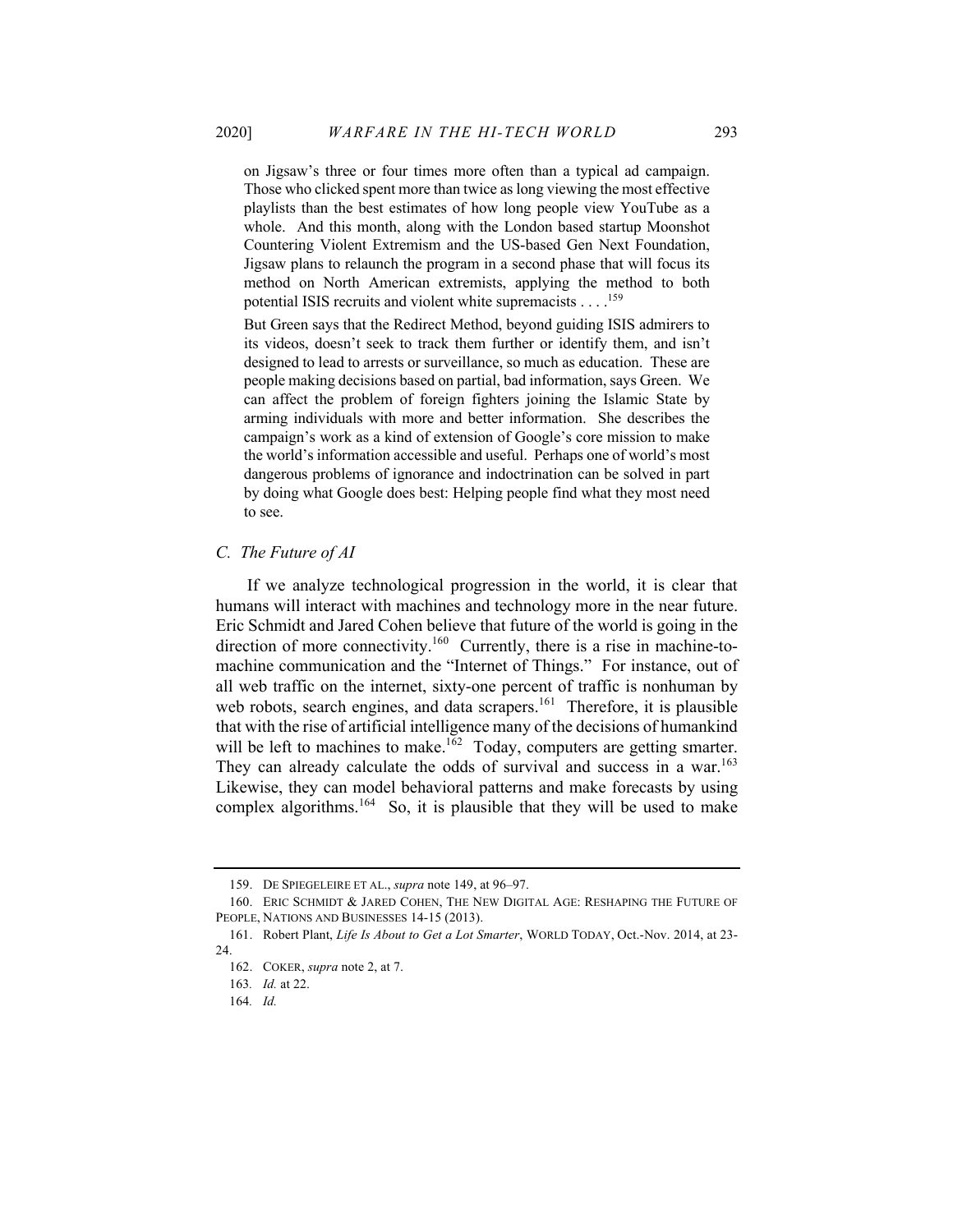> on Jigsaw's three or four times more often than a typical ad campaign. Those who clicked spent more than twice as long viewing the most effective playlists than the best estimates of how long people view YouTube as a whole. And this month, along with the London based startup Moonshot Countering Violent Extremism and the US-based Gen Next Foundation, Jigsaw plans to relaunch the program in a second phase that will focus its method on North American extremists, applying the method to both potential ISIS recruits and violent white supremacists . . . .[159]
>
> But Green says that the Redirect Method, beyond guiding ISIS admirers to its videos, doesn't seek to track them further or identify them, and isn't designed to lead to arrests or surveillance, so much as education. These are people making decisions based on partial, bad information, says Green. We can affect the problem of foreign fighters joining the Islamic State by arming individuals with more and better information. She describes the campaign's work as a kind of extension of Google's core mission to make the world's information accessible and useful. Perhaps one of world's most dangerous problems of ignorance and indoctrination can be solved in part by doing what Google does best: Helping people find what they most need to see.

### *C. The Future of AI*

If we analyze technological progression in the world, it is clear that humans will interact with machines and technology more in the near future. Eric Schmidt and Jared Cohen believe that future of the world is going in the direction of more connectivity.[160] Currently, there is a rise in machine-to-machine communication and the "Internet of Things." For instance, out of all web traffic on the internet, sixty-one percent of traffic is nonhuman by web robots, search engines, and data scrapers.[161] Therefore, it is plausible that with the rise of artificial intelligence many of the decisions of humankind will be left to machines to make.[162] Today, computers are getting smarter. They can already calculate the odds of survival and success in a war.[163] Likewise, they can model behavioral patterns and make forecasts by using complex algorithms.[164] So, it is plausible that they will be used to make

---

159. DE SPIEGELEIRE ET AL., *supra* note 149, at 96–97.

160. ERIC SCHMIDT & JARED COHEN, THE NEW DIGITAL AGE: RESHAPING THE FUTURE OF PEOPLE, NATIONS AND BUSINESSES 14-15 (2013).

161. Robert Plant, *Life Is About to Get a Lot Smarter*, WORLD TODAY, Oct.-Nov. 2014, at 23-24.

162. COKER, *supra* note 2, at 7.

163. *Id.* at 22.

164. *Id.*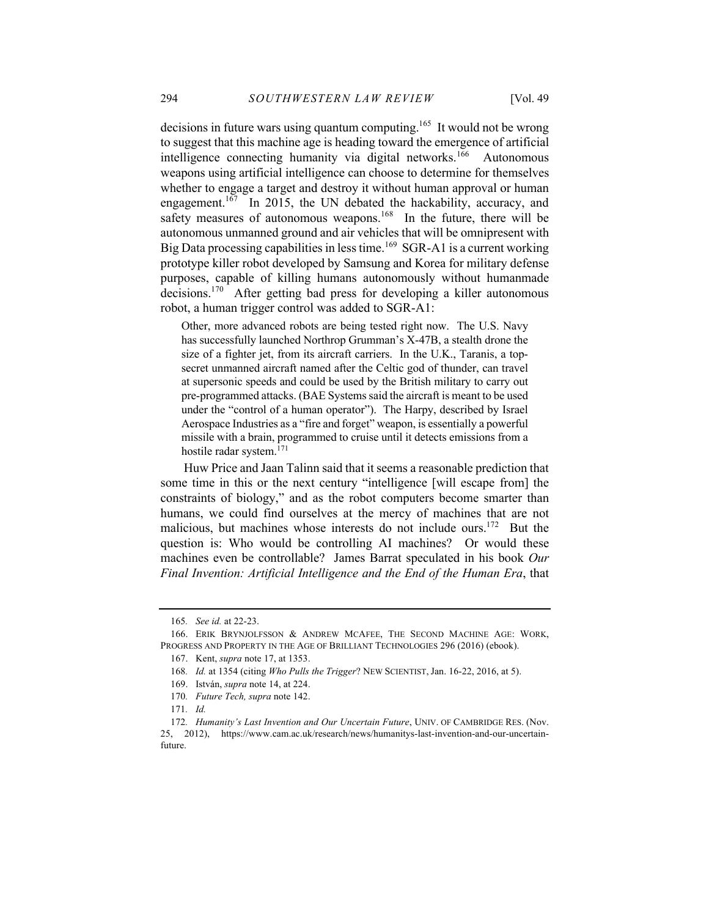decisions in future wars using quantum computing.[165] It would not be wrong to suggest that this machine age is heading toward the emergence of artificial intelligence connecting humanity via digital networks.[166] Autonomous weapons using artificial intelligence can choose to determine for themselves whether to engage a target and destroy it without human approval or human engagement.[167] In 2015, the UN debated the hackability, accuracy, and safety measures of autonomous weapons.[168] In the future, there will be autonomous unmanned ground and air vehicles that will be omnipresent with Big Data processing capabilities in less time.[169] SGR-A1 is a current working prototype killer robot developed by Samsung and Korea for military defense purposes, capable of killing humans autonomously without humanmade decisions.[170] After getting bad press for developing a killer autonomous robot, a human trigger control was added to SGR-A1:

> Other, more advanced robots are being tested right now. The U.S. Navy has successfully launched Northrop Grumman's X-47B, a stealth drone the size of a fighter jet, from its aircraft carriers. In the U.K., Taranis, a top-secret unmanned aircraft named after the Celtic god of thunder, can travel at supersonic speeds and could be used by the British military to carry out pre-programmed attacks. (BAE Systems said the aircraft is meant to be used under the "control of a human operator"). The Harpy, described by Israel Aerospace Industries as a "fire and forget" weapon, is essentially a powerful missile with a brain, programmed to cruise until it detects emissions from a hostile radar system.[171]

Huw Price and Jaan Talinn said that it seems a reasonable prediction that some time in this or the next century "intelligence [will escape from] the constraints of biology," and as the robot computers become smarter than humans, we could find ourselves at the mercy of machines that are not malicious, but machines whose interests do not include ours.[172] But the question is: Who would be controlling AI machines? Or would these machines even be controllable? James Barrat speculated in his book *Our Final Invention: Artificial Intelligence and the End of the Human Era*, that

---

165. *See id.* at 22-23.

166. ERIK BRYNJOLFSSON & ANDREW MCAFEE, THE SECOND MACHINE AGE: WORK, PROGRESS AND PROPERTY IN THE AGE OF BRILLIANT TECHNOLOGIES 296 (2016) (ebook).

167. Kent, *supra* note 17, at 1353.

168. *Id.* at 1354 (citing *Who Pulls the Trigger*? NEW SCIENTIST, Jan. 16-22, 2016, at 5).

169. István, *supra* note 14, at 224.

170. *Future Tech, supra* note 142.

171. *Id.*

172. *Humanity's Last Invention and Our Uncertain Future*, UNIV. OF CAMBRIDGE RES. (Nov. 25, 2012), https://www.cam.ac.uk/research/news/humanitys-last-invention-and-our-uncertain-future.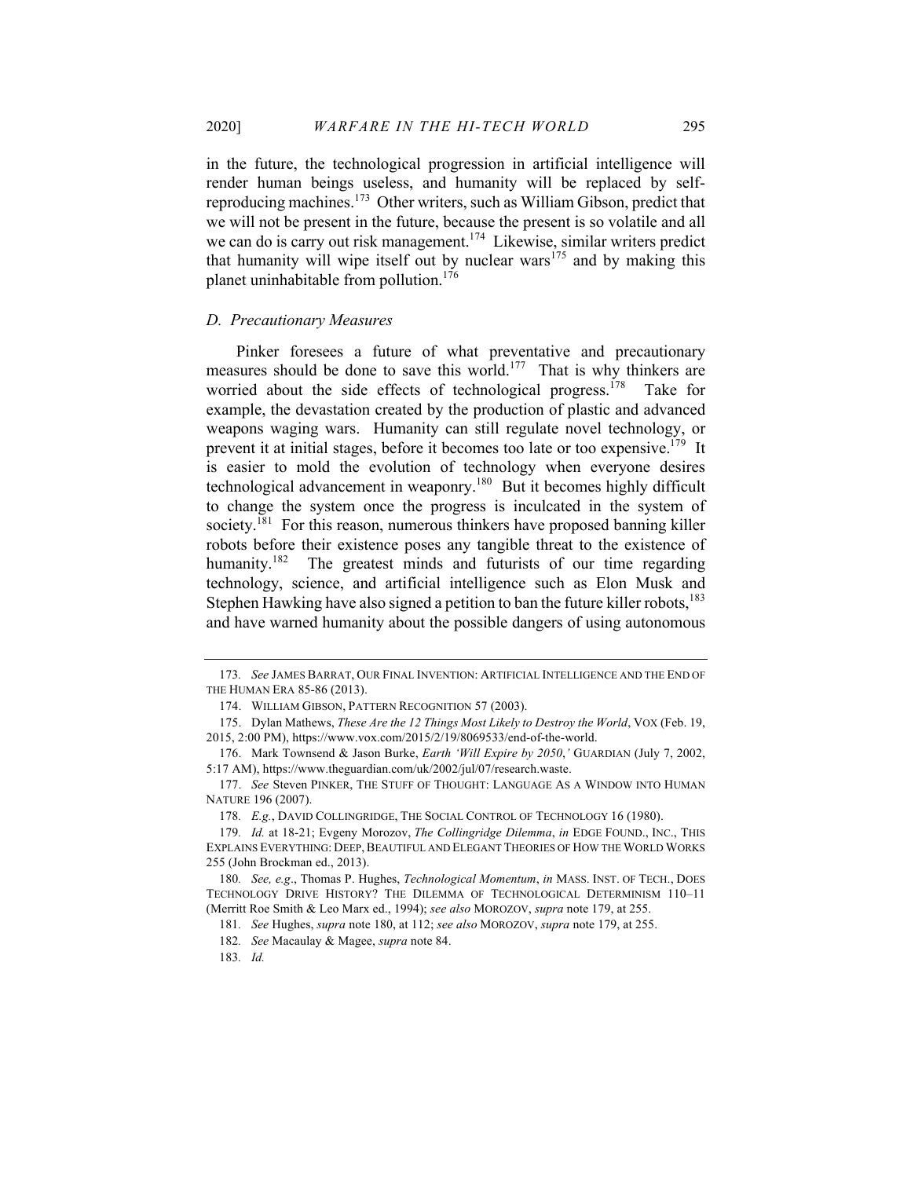in the future, the technological progression in artificial intelligence will render human beings useless, and humanity will be replaced by self-reproducing machines.[173] Other writers, such as William Gibson, predict that we will not be present in the future, because the present is so volatile and all we can do is carry out risk management.[174] Likewise, similar writers predict that humanity will wipe itself out by nuclear wars[175] and by making this planet uninhabitable from pollution.[176]

### *D. Precautionary Measures*

Pinker foresees a future of what preventative and precautionary measures should be done to save this world.[177] That is why thinkers are worried about the side effects of technological progress.[178] Take for example, the devastation created by the production of plastic and advanced weapons waging wars. Humanity can still regulate novel technology, or prevent it at initial stages, before it becomes too late or too expensive.[179] It is easier to mold the evolution of technology when everyone desires technological advancement in weaponry.[180] But it becomes highly difficult to change the system once the progress is inculcated in the system of society.[181] For this reason, numerous thinkers have proposed banning killer robots before their existence poses any tangible threat to the existence of humanity.[182] The greatest minds and futurists of our time regarding technology, science, and artificial intelligence such as Elon Musk and Stephen Hawking have also signed a petition to ban the future killer robots,[183] and have warned humanity about the possible dangers of using autonomous

---

173. *See* JAMES BARRAT, OUR FINAL INVENTION: ARTIFICIAL INTELLIGENCE AND THE END OF THE HUMAN ERA 85-86 (2013).

174. WILLIAM GIBSON, PATTERN RECOGNITION 57 (2003).

175. Dylan Mathews, *These Are the 12 Things Most Likely to Destroy the World*, VOX (Feb. 19, 2015, 2:00 PM), https://www.vox.com/2015/2/19/8069533/end-of-the-world.

176. Mark Townsend & Jason Burke, *Earth 'Will Expire by 2050,'* GUARDIAN (July 7, 2002, 5:17 AM), https://www.theguardian.com/uk/2002/jul/07/research.waste.

177. *See* Steven PINKER, THE STUFF OF THOUGHT: LANGUAGE AS A WINDOW INTO HUMAN NATURE 196 (2007).

178. *E.g.*, DAVID COLLINGRIDGE, THE SOCIAL CONTROL OF TECHNOLOGY 16 (1980).

179. *Id.* at 18-21; Evgeny Morozov, *The Collingridge Dilemma*, *in* EDGE FOUND., INC., THIS EXPLAINS EVERYTHING: DEEP, BEAUTIFUL AND ELEGANT THEORIES OF HOW THE WORLD WORKS 255 (John Brockman ed., 2013).

180. *See, e.g*., Thomas P. Hughes, *Technological Momentum*, *in* MASS. INST. OF TECH., DOES TECHNOLOGY DRIVE HISTORY? THE DILEMMA OF TECHNOLOGICAL DETERMINISM 110–11 (Merritt Roe Smith & Leo Marx ed., 1994); *see also* MOROZOV, *supra* note 179, at 255.

181. *See* Hughes, *supra* note 180, at 112; *see also* MOROZOV, *supra* note 179, at 255.

182. *See* Macaulay & Magee, *supra* note 84.

183. *Id.*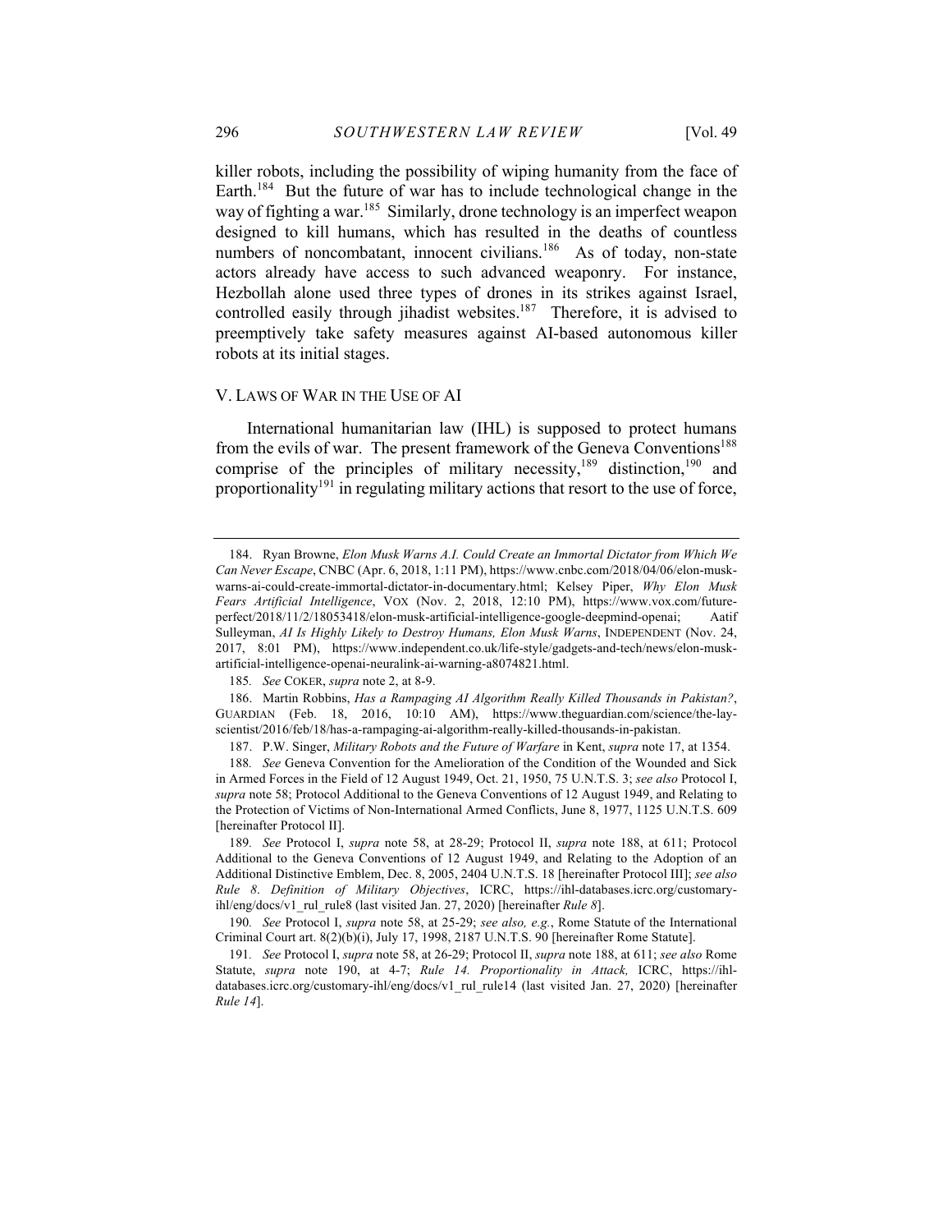killer robots, including the possibility of wiping humanity from the face of Earth.[184] But the future of war has to include technological change in the way of fighting a war.[185] Similarly, drone technology is an imperfect weapon designed to kill humans, which has resulted in the deaths of countless numbers of noncombatant, innocent civilians.[186] As of today, non-state actors already have access to such advanced weaponry. For instance, Hezbollah alone used three types of drones in its strikes against Israel, controlled easily through jihadist websites.[187] Therefore, it is advised to preemptively take safety measures against AI-based autonomous killer robots at its initial stages.

## V. Laws of War in the Use of AI

International humanitarian law (IHL) is supposed to protect humans from the evils of war. The present framework of the Geneva Conventions[188] comprise of the principles of military necessity,[189] distinction,[190] and proportionality[191] in regulating military actions that resort to the use of force,

---

184. Ryan Browne, *Elon Musk Warns A.I. Could Create an Immortal Dictator from Which We Can Never Escape*, CNBC (Apr. 6, 2018, 1:11 PM), https://www.cnbc.com/2018/04/06/elon-musk-warns-ai-could-create-immortal-dictator-in-documentary.html; Kelsey Piper, *Why Elon Musk Fears Artificial Intelligence*, VOX (Nov. 2, 2018, 12:10 PM), https://www.vox.com/future-perfect/2018/11/2/18053418/elon-musk-artificial-intelligence-google-deepmind-openai; Aatif Sulleyman, *AI Is Highly Likely to Destroy Humans, Elon Musk Warns*, INDEPENDENT (Nov. 24, 2017, 8:01 PM), https://www.independent.co.uk/life-style/gadgets-and-tech/news/elon-musk-artificial-intelligence-openai-neuralink-ai-warning-a8074821.html.

185. *See* COKER, *supra* note 2, at 8-9.

186. Martin Robbins, *Has a Rampaging AI Algorithm Really Killed Thousands in Pakistan?*, GUARDIAN (Feb. 18, 2016, 10:10 AM), https://www.theguardian.com/science/the-lay-scientist/2016/feb/18/has-a-rampaging-ai-algorithm-really-killed-thousands-in-pakistan.

187. P.W. Singer, *Military Robots and the Future of Warfare* in Kent, *supra* note 17, at 1354.

188. *See* Geneva Convention for the Amelioration of the Condition of the Wounded and Sick in Armed Forces in the Field of 12 August 1949, Oct. 21, 1950, 75 U.N.T.S. 3; *see also* Protocol I, *supra* note 58; Protocol Additional to the Geneva Conventions of 12 August 1949, and Relating to the Protection of Victims of Non-International Armed Conflicts, June 8, 1977, 1125 U.N.T.S. 609 [hereinafter Protocol II].

189. *See* Protocol I, *supra* note 58, at 28-29; Protocol II, *supra* note 188, at 611; Protocol Additional to the Geneva Conventions of 12 August 1949, and Relating to the Adoption of an Additional Distinctive Emblem, Dec. 8, 2005, 2404 U.N.T.S. 18 [hereinafter Protocol III]; *see also* *Rule 8. Definition of Military Objectives*, ICRC, https://ihl-databases.icrc.org/customary-ihl/eng/docs/v1_rul_rule8 (last visited Jan. 27, 2020) [hereinafter *Rule 8*].

190. *See* Protocol I, *supra* note 58, at 25-29; *see also, e.g.*, Rome Statute of the International Criminal Court art. 8(2)(b)(i), July 17, 1998, 2187 U.N.T.S. 90 [hereinafter Rome Statute].

191. *See* Protocol I, *supra* note 58, at 26-29; Protocol II, *supra* note 188, at 611; *see also* Rome Statute, *supra* note 190, at 4-7; *Rule 14. Proportionality in Attack,* ICRC, https://ihl-databases.icrc.org/customary-ihl/eng/docs/v1_rul_rule14 (last visited Jan. 27, 2020) [hereinafter *Rule 14*].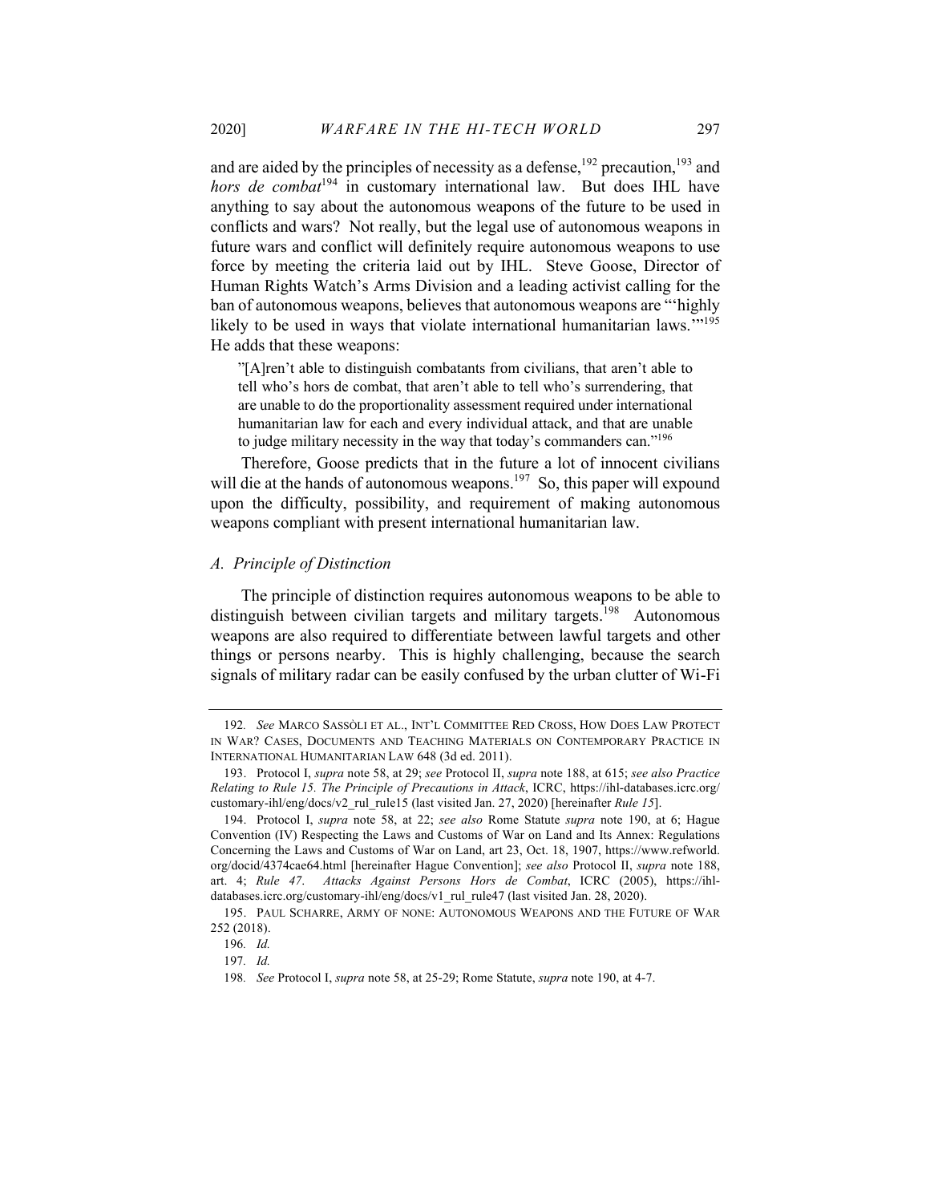and are aided by the principles of necessity as a defense,[192] precaution,[193] and *hors de combat*[194] in customary international law. But does IHL have anything to say about the autonomous weapons of the future to be used in conflicts and wars? Not really, but the legal use of autonomous weapons in future wars and conflict will definitely require autonomous weapons to use force by meeting the criteria laid out by IHL. Steve Goose, Director of Human Rights Watch's Arms Division and a leading activist calling for the ban of autonomous weapons, believes that autonomous weapons are "'highly likely to be used in ways that violate international humanitarian laws.'"[195] He adds that these weapons:

> "[A]ren't able to distinguish combatants from civilians, that aren't able to tell who's hors de combat, that aren't able to tell who's surrendering, that are unable to do the proportionality assessment required under international humanitarian law for each and every individual attack, and that are unable to judge military necessity in the way that today's commanders can."[196]

Therefore, Goose predicts that in the future a lot of innocent civilians will die at the hands of autonomous weapons.[197] So, this paper will expound upon the difficulty, possibility, and requirement of making autonomous weapons compliant with present international humanitarian law.

### *A. Principle of Distinction*

The principle of distinction requires autonomous weapons to be able to distinguish between civilian targets and military targets.[198] Autonomous weapons are also required to differentiate between lawful targets and other things or persons nearby. This is highly challenging, because the search signals of military radar can be easily confused by the urban clutter of Wi-Fi

---

192. *See* MARCO SASSÒLI ET AL., INT'L COMMITTEE RED CROSS, HOW DOES LAW PROTECT IN WAR? CASES, DOCUMENTS AND TEACHING MATERIALS ON CONTEMPORARY PRACTICE IN INTERNATIONAL HUMANITARIAN LAW 648 (3d ed. 2011).

193. Protocol I, *supra* note 58, at 29; *see* Protocol II, *supra* note 188, at 615; *see also Practice Relating to Rule 15. The Principle of Precautions in Attack*, ICRC, https://ihl-databases.icrc.org/customary-ihl/eng/docs/v2_rul_rule15 (last visited Jan. 27, 2020) [hereinafter *Rule 15*].

194. Protocol I, *supra* note 58, at 22; *see also* Rome Statute *supra* note 190, at 6; Hague Convention (IV) Respecting the Laws and Customs of War on Land and Its Annex: Regulations Concerning the Laws and Customs of War on Land, art 23, Oct. 18, 1907, https://www.refworld.org/docid/4374cae64.html [hereinafter Hague Convention]; *see also* Protocol II, *supra* note 188, art. 4; *Rule 47. Attacks Against Persons Hors de Combat*, ICRC (2005), https://ihl-databases.icrc.org/customary-ihl/eng/docs/v1_rul_rule47 (last visited Jan. 28, 2020).

195. PAUL SCHARRE, ARMY OF NONE: AUTONOMOUS WEAPONS AND THE FUTURE OF WAR 252 (2018).

196. *Id.*

197. *Id.*

198. *See* Protocol I, *supra* note 58, at 25-29; Rome Statute, *supra* note 190, at 4-7.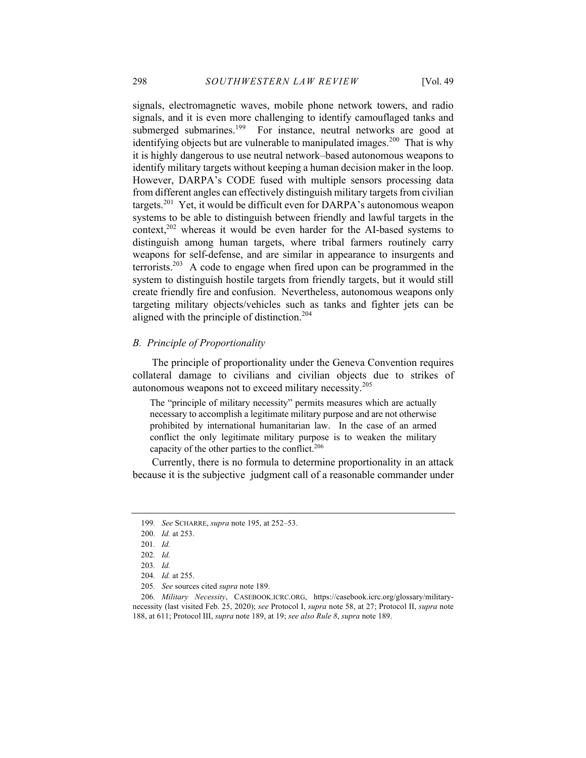signals, electromagnetic waves, mobile phone network towers, and radio signals, and it is even more challenging to identify camouflaged tanks and submerged submarines.[199] For instance, neutral networks are good at identifying objects but are vulnerable to manipulated images.[200] That is why it is highly dangerous to use neutral network–based autonomous weapons to identify military targets without keeping a human decision maker in the loop. However, DARPA's CODE fused with multiple sensors processing data from different angles can effectively distinguish military targets from civilian targets.[201] Yet, it would be difficult even for DARPA's autonomous weapon systems to be able to distinguish between friendly and lawful targets in the context,[202] whereas it would be even harder for the AI-based systems to distinguish among human targets, where tribal farmers routinely carry weapons for self-defense, and are similar in appearance to insurgents and terrorists.[203] A code to engage when fired upon can be programmed in the system to distinguish hostile targets from friendly targets, but it would still create friendly fire and confusion. Nevertheless, autonomous weapons only targeting military objects/vehicles such as tanks and fighter jets can be aligned with the principle of distinction.[204]

### *B. Principle of Proportionality*

The principle of proportionality under the Geneva Convention requires collateral damage to civilians and civilian objects due to strikes of autonomous weapons not to exceed military necessity.[205]

> The "principle of military necessity" permits measures which are actually necessary to accomplish a legitimate military purpose and are not otherwise prohibited by international humanitarian law. In the case of an armed conflict the only legitimate military purpose is to weaken the military capacity of the other parties to the conflict.[206]

Currently, there is no formula to determine proportionality in an attack because it is the subjective judgment call of a reasonable commander under

---

199. *See* SCHARRE, *supra* note 195, at 252–53.

200. *Id.* at 253.

201. *Id.*

202. *Id.*

203. *Id.*

204. *Id.* at 255.

205. *See* sources cited *supra* note 189.

206. *Military Necessity*, CASEBOOK.ICRC.ORG, https://casebook.icrc.org/glossary/military-necessity (last visited Feb. 25, 2020); *see* Protocol I, *supra* note 58, at 27; Protocol II, *supra* note 188, at 611; Protocol III, *supra* note 189, at 19; *see also Rule 8*, *supra* note 189.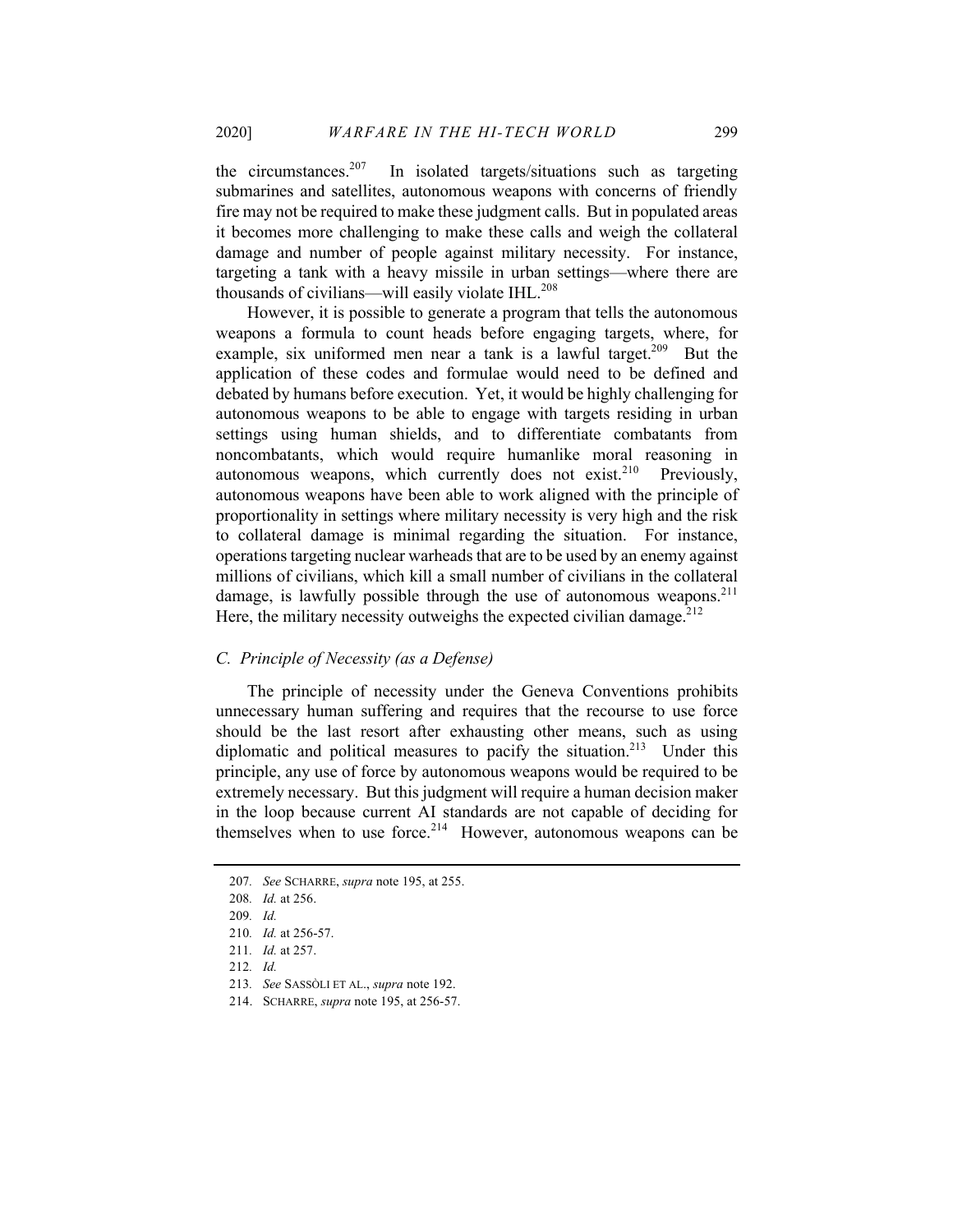the circumstances.[207] In isolated targets/situations such as targeting submarines and satellites, autonomous weapons with concerns of friendly fire may not be required to make these judgment calls. But in populated areas it becomes more challenging to make these calls and weigh the collateral damage and number of people against military necessity. For instance, targeting a tank with a heavy missile in urban settings—where there are thousands of civilians—will easily violate IHL.[208]

However, it is possible to generate a program that tells the autonomous weapons a formula to count heads before engaging targets, where, for example, six uniformed men near a tank is a lawful target.[209] But the application of these codes and formulae would need to be defined and debated by humans before execution. Yet, it would be highly challenging for autonomous weapons to be able to engage with targets residing in urban settings using human shields, and to differentiate combatants from noncombatants, which would require humanlike moral reasoning in autonomous weapons, which currently does not exist.[210] Previously, autonomous weapons have been able to work aligned with the principle of proportionality in settings where military necessity is very high and the risk to collateral damage is minimal regarding the situation. For instance, operations targeting nuclear warheads that are to be used by an enemy against millions of civilians, which kill a small number of civilians in the collateral damage, is lawfully possible through the use of autonomous weapons.[211] Here, the military necessity outweighs the expected civilian damage.[212]

### *C. Principle of Necessity (as a Defense)*

The principle of necessity under the Geneva Conventions prohibits unnecessary human suffering and requires that the recourse to use force should be the last resort after exhausting other means, such as using diplomatic and political measures to pacify the situation.[213] Under this principle, any use of force by autonomous weapons would be required to be extremely necessary. But this judgment will require a human decision maker in the loop because current AI standards are not capable of deciding for themselves when to use force.[214] However, autonomous weapons can be

---

207. *See* SCHARRE, *supra* note 195, at 255.

208. *Id.* at 256.

209. *Id.*

210. *Id.* at 256-57.

211. *Id.* at 257.

212. *Id.*

213. *See* SASSÒLI ET AL., *supra* note 192.

214. SCHARRE, *supra* note 195, at 256-57.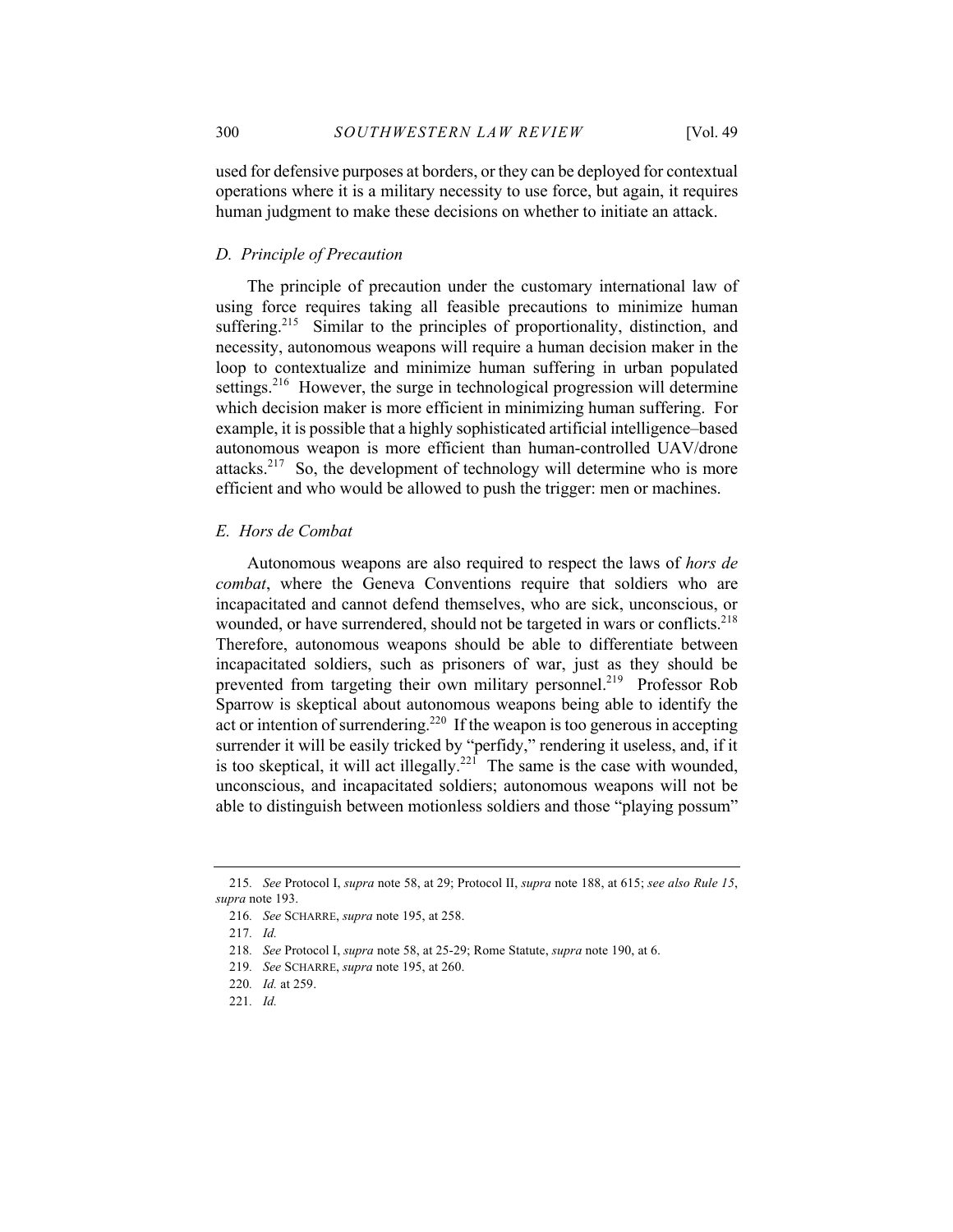used for defensive purposes at borders, or they can be deployed for contextual operations where it is a military necessity to use force, but again, it requires human judgment to make these decisions on whether to initiate an attack.

### *D. Principle of Precaution*

The principle of precaution under the customary international law of using force requires taking all feasible precautions to minimize human suffering.[215] Similar to the principles of proportionality, distinction, and necessity, autonomous weapons will require a human decision maker in the loop to contextualize and minimize human suffering in urban populated settings.[216] However, the surge in technological progression will determine which decision maker is more efficient in minimizing human suffering. For example, it is possible that a highly sophisticated artificial intelligence–based autonomous weapon is more efficient than human-controlled UAV/drone attacks.[217] So, the development of technology will determine who is more efficient and who would be allowed to push the trigger: men or machines.

### *E. Hors de Combat*

Autonomous weapons are also required to respect the laws of *hors de combat*, where the Geneva Conventions require that soldiers who are incapacitated and cannot defend themselves, who are sick, unconscious, or wounded, or have surrendered, should not be targeted in wars or conflicts.[218] Therefore, autonomous weapons should be able to differentiate between incapacitated soldiers, such as prisoners of war, just as they should be prevented from targeting their own military personnel.[219] Professor Rob Sparrow is skeptical about autonomous weapons being able to identify the act or intention of surrendering.[220] If the weapon is too generous in accepting surrender it will be easily tricked by "perfidy," rendering it useless, and, if it is too skeptical, it will act illegally.[221] The same is the case with wounded, unconscious, and incapacitated soldiers; autonomous weapons will not be able to distinguish between motionless soldiers and those "playing possum"

---

215. *See* Protocol I, *supra* note 58, at 29; Protocol II, *supra* note 188, at 615; *see also Rule 15*, *supra* note 193.

216. *See* SCHARRE, *supra* note 195, at 258.

217. *Id.*

218. *See* Protocol I, *supra* note 58, at 25-29; Rome Statute, *supra* note 190, at 6.

219. *See* SCHARRE, *supra* note 195, at 260.

220. *Id.* at 259.

221. *Id.*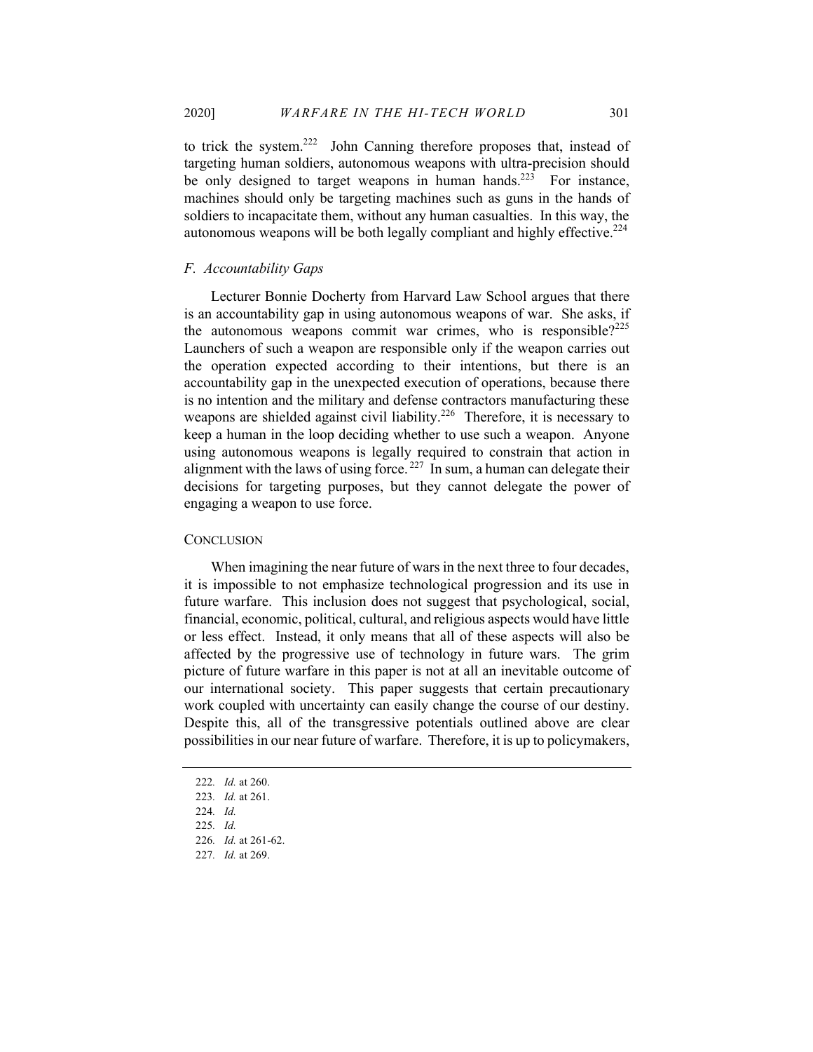to trick the system.[222] John Canning therefore proposes that, instead of targeting human soldiers, autonomous weapons with ultra-precision should be only designed to target weapons in human hands.[223] For instance, machines should only be targeting machines such as guns in the hands of soldiers to incapacitate them, without any human casualties. In this way, the autonomous weapons will be both legally compliant and highly effective.[224]

### *F. Accountability Gaps*

Lecturer Bonnie Docherty from Harvard Law School argues that there is an accountability gap in using autonomous weapons of war. She asks, if the autonomous weapons commit war crimes, who is responsible?[225] Launchers of such a weapon are responsible only if the weapon carries out the operation expected according to their intentions, but there is an accountability gap in the unexpected execution of operations, because there is no intention and the military and defense contractors manufacturing these weapons are shielded against civil liability.[226] Therefore, it is necessary to keep a human in the loop deciding whether to use such a weapon. Anyone using autonomous weapons is legally required to constrain that action in alignment with the laws of using force.[227] In sum, a human can delegate their decisions for targeting purposes, but they cannot delegate the power of engaging a weapon to use force.

## CONCLUSION

When imagining the near future of wars in the next three to four decades, it is impossible to not emphasize technological progression and its use in future warfare. This inclusion does not suggest that psychological, social, financial, economic, political, cultural, and religious aspects would have little or less effect. Instead, it only means that all of these aspects will also be affected by the progressive use of technology in future wars. The grim picture of future warfare in this paper is not at all an inevitable outcome of our international society. This paper suggests that certain precautionary work coupled with uncertainty can easily change the course of our destiny. Despite this, all of the transgressive potentials outlined above are clear possibilities in our near future of warfare. Therefore, it is up to policymakers,

---

222. *Id.* at 260.
223. *Id.* at 261.
224. *Id.*
225. *Id.*
226. *Id.* at 261-62.
227. *Id.* at 269.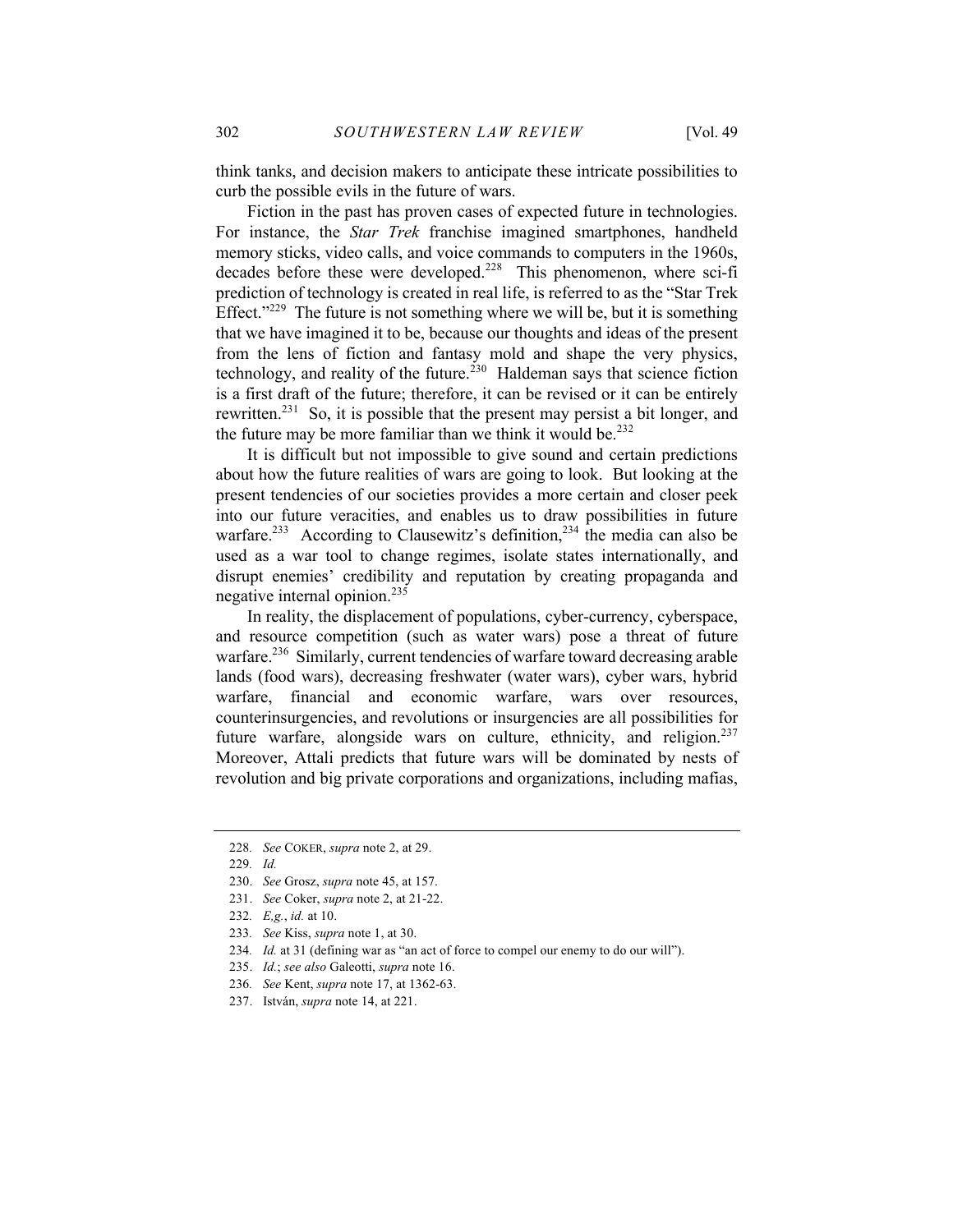think tanks, and decision makers to anticipate these intricate possibilities to curb the possible evils in the future of wars.

Fiction in the past has proven cases of expected future in technologies. For instance, the *Star Trek* franchise imagined smartphones, handheld memory sticks, video calls, and voice commands to computers in the 1960s, decades before these were developed.[228] This phenomenon, where sci-fi prediction of technology is created in real life, is referred to as the "Star Trek Effect."[229] The future is not something where we will be, but it is something that we have imagined it to be, because our thoughts and ideas of the present from the lens of fiction and fantasy mold and shape the very physics, technology, and reality of the future.[230] Haldeman says that science fiction is a first draft of the future; therefore, it can be revised or it can be entirely rewritten.[231] So, it is possible that the present may persist a bit longer, and the future may be more familiar than we think it would be.[232]

It is difficult but not impossible to give sound and certain predictions about how the future realities of wars are going to look. But looking at the present tendencies of our societies provides a more certain and closer peek into our future veracities, and enables us to draw possibilities in future warfare.[233] According to Clausewitz's definition,[234] the media can also be used as a war tool to change regimes, isolate states internationally, and disrupt enemies' credibility and reputation by creating propaganda and negative internal opinion.[235]

In reality, the displacement of populations, cyber-currency, cyberspace, and resource competition (such as water wars) pose a threat of future warfare.[236] Similarly, current tendencies of warfare toward decreasing arable lands (food wars), decreasing freshwater (water wars), cyber wars, hybrid warfare, financial and economic warfare, wars over resources, counterinsurgencies, and revolutions or insurgencies are all possibilities for future warfare, alongside wars on culture, ethnicity, and religion.[237] Moreover, Attali predicts that future wars will be dominated by nests of revolution and big private corporations and organizations, including mafias,

---

228. *See* COKER, *supra* note 2, at 29.

229. *Id.*

230. *See* Grosz, *supra* note 45, at 157.

231. *See* Coker, *supra* note 2, at 21-22.

232. *E,g.*, *id.* at 10.

233. *See* Kiss, *supra* note 1, at 30.

234. *Id.* at 31 (defining war as "an act of force to compel our enemy to do our will").

235. *Id.*; *see also* Galeotti, *supra* note 16.

236. *See* Kent, *supra* note 17, at 1362-63.

237. István, *supra* note 14, at 221.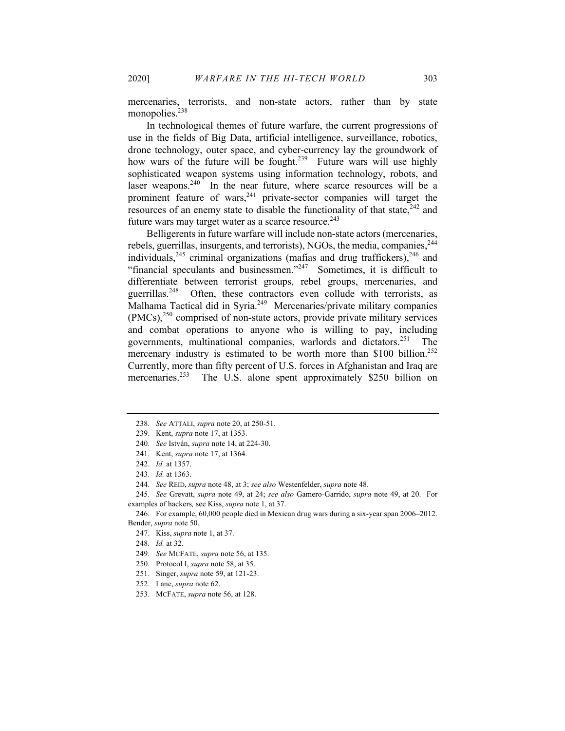mercenaries, terrorists, and non-state actors, rather than by state monopolies.[238]

In technological themes of future warfare, the current progressions of use in the fields of Big Data, artificial intelligence, surveillance, robotics, drone technology, outer space, and cyber-currency lay the groundwork of how wars of the future will be fought.[239] Future wars will use highly sophisticated weapon systems using information technology, robots, and laser weapons.[240] In the near future, where scarce resources will be a prominent feature of wars,[241] private-sector companies will target the resources of an enemy state to disable the functionality of that state,[242] and future wars may target water as a scarce resource.[243]

Belligerents in future warfare will include non-state actors (mercenaries, rebels, guerrillas, insurgents, and terrorists), NGOs, the media, companies,[244] individuals,[245] criminal organizations (mafias and drug traffickers),[246] and "financial speculants and businessmen."[247] Sometimes, it is difficult to differentiate between terrorist groups, rebel groups, mercenaries, and guerrillas.[248] Often, these contractors even collude with terrorists, as Malhama Tactical did in Syria.[249] Mercenaries/private military companies (PMCs),[250] comprised of non-state actors, provide private military services and combat operations to anyone who is willing to pay, including governments, multinational companies, warlords and dictators.[251] The mercenary industry is estimated to be worth more than $100 billion.[252] Currently, more than fifty percent of U.S. forces in Afghanistan and Iraq are mercenaries.[253] The U.S. alone spent approximately $250 billion on

---

238. *See* ATTALI, *supra* note 20, at 250-51.

239. Kent, *supra* note 17, at 1353.

240. *See* István, *supra* note 14, at 224-30.

241. Kent, *supra* note 17, at 1364.

242. *Id.* at 1357.

243. *Id.* at 1363.

244. *See* REID, *supra* note 48, at 3; *see also* Westenfelder, *supra* note 48.

245. *See* Grevatt, *supra* note 49, at 24; *see also* Gamero-Garrido, *supra* note 49, at 20. For examples of hackers*,* see Kiss, *supra* note 1, at 37.

246. For example, 60,000 people died in Mexican drug wars during a six-year span 2006–2012. Bender, *supra* note 50.

247. Kiss, *supra* note 1, at 37.

248. *Id.* at 32.

249. *See* MCFATE, *supra* note 56, at 135.

250. Protocol I, *supra* note 58, at 35.

251. Singer, *supra* note 59, at 121-23.

252. Lane, *supra* note 62.

253. MCFATE, *supra* note 56, at 128.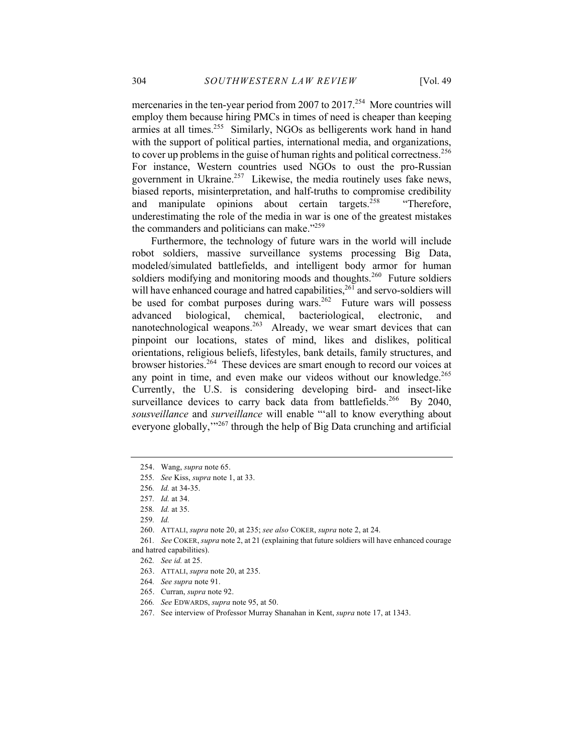mercenaries in the ten-year period from 2007 to 2017.[254] More countries will employ them because hiring PMCs in times of need is cheaper than keeping armies at all times.[255] Similarly, NGOs as belligerents work hand in hand with the support of political parties, international media, and organizations, to cover up problems in the guise of human rights and political correctness.[256] For instance, Western countries used NGOs to oust the pro-Russian government in Ukraine.[257] Likewise, the media routinely uses fake news, biased reports, misinterpretation, and half-truths to compromise credibility and manipulate opinions about certain targets.[258] "Therefore, underestimating the role of the media in war is one of the greatest mistakes the commanders and politicians can make."[259]

Furthermore, the technology of future wars in the world will include robot soldiers, massive surveillance systems processing Big Data, modeled/simulated battlefields, and intelligent body armor for human soldiers modifying and monitoring moods and thoughts.[260] Future soldiers will have enhanced courage and hatred capabilities,[261] and servo-soldiers will be used for combat purposes during wars.[262] Future wars will possess advanced biological, chemical, bacteriological, electronic, and nanotechnological weapons.[263] Already, we wear smart devices that can pinpoint our locations, states of mind, likes and dislikes, political orientations, religious beliefs, lifestyles, bank details, family structures, and browser histories.[264] These devices are smart enough to record our voices at any point in time, and even make our videos without our knowledge.[265] Currently, the U.S. is considering developing bird- and insect-like surveillance devices to carry back data from battlefields.[266] By 2040, *sousveillance* and *surveillance* will enable "'all to know everything about everyone globally,'"[267] through the help of Big Data crunching and artificial

---

254. Wang, *supra* note 65.

255. *See* Kiss, *supra* note 1, at 33.

256. *Id.* at 34-35.

257. *Id.* at 34.

258. *Id.* at 35.

259. *Id.*

260. ATTALI, *supra* note 20, at 235; *see also* COKER, *supra* note 2, at 24.

261. *See* COKER, *supra* note 2, at 21 (explaining that future soldiers will have enhanced courage and hatred capabilities).

262. *See id.* at 25.

263. ATTALI, *supra* note 20, at 235.

264. *See supra* note 91.

265. Curran, *supra* note 92.

266. *See* EDWARDS, *supra* note 95, at 50.

267. See interview of Professor Murray Shanahan in Kent, *supra* note 17, at 1343.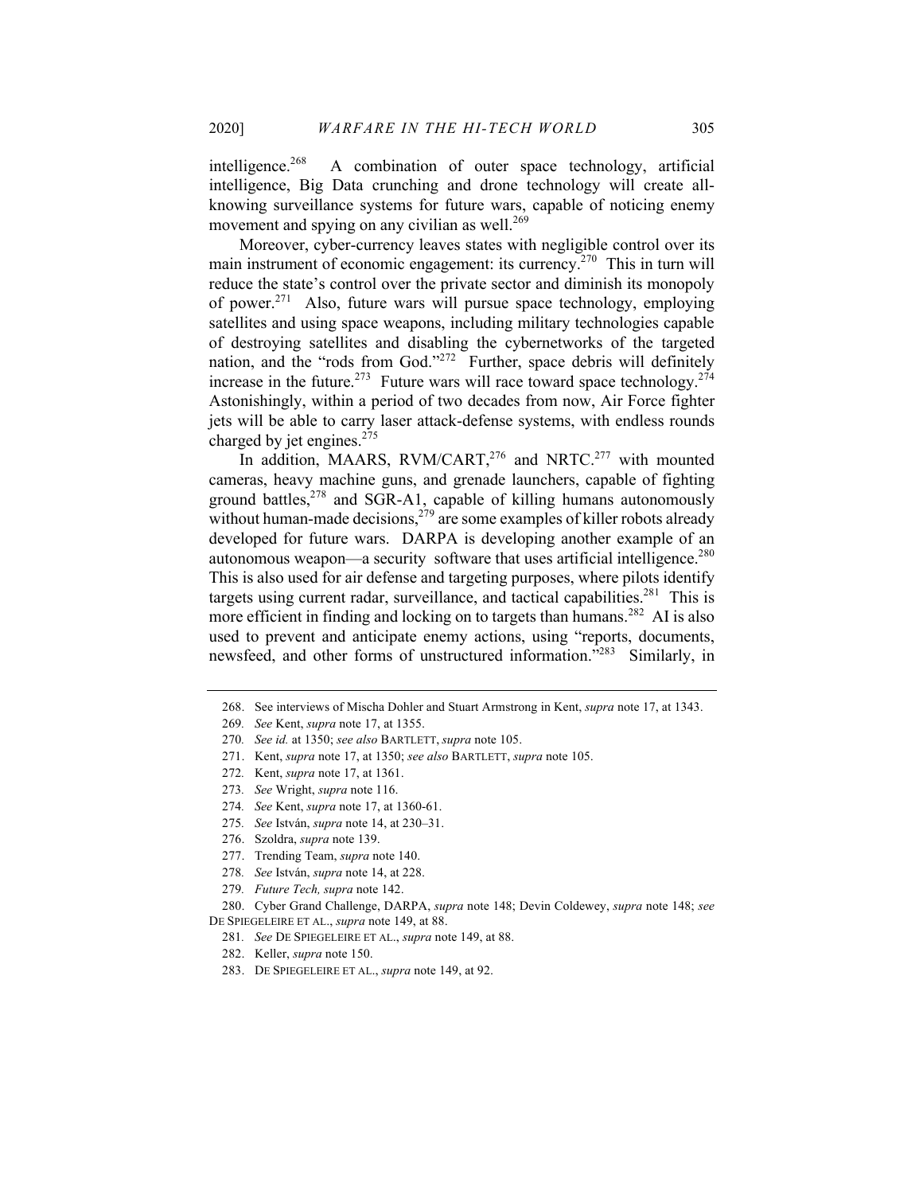intelligence.[268] A combination of outer space technology, artificial intelligence, Big Data crunching and drone technology will create all-knowing surveillance systems for future wars, capable of noticing enemy movement and spying on any civilian as well.[269]

Moreover, cyber-currency leaves states with negligible control over its main instrument of economic engagement: its currency.[270] This in turn will reduce the state's control over the private sector and diminish its monopoly of power.[271] Also, future wars will pursue space technology, employing satellites and using space weapons, including military technologies capable of destroying satellites and disabling the cybernetworks of the targeted nation, and the "rods from God."[272] Further, space debris will definitely increase in the future.[273] Future wars will race toward space technology.[274] Astonishingly, within a period of two decades from now, Air Force fighter jets will be able to carry laser attack-defense systems, with endless rounds charged by jet engines.[275]

In addition, MAARS, RVM/CART,[276] and NRTC.[277] with mounted cameras, heavy machine guns, and grenade launchers, capable of fighting ground battles,[278] and SGR-A1, capable of killing humans autonomously without human-made decisions,[279] are some examples of killer robots already developed for future wars. DARPA is developing another example of an autonomous weapon—a security software that uses artificial intelligence.[280] This is also used for air defense and targeting purposes, where pilots identify targets using current radar, surveillance, and tactical capabilities.[281] This is more efficient in finding and locking on to targets than humans.[282] AI is also used to prevent and anticipate enemy actions, using "reports, documents, newsfeed, and other forms of unstructured information."[283] Similarly, in

---

268. See interviews of Mischa Dohler and Stuart Armstrong in Kent, *supra* note 17, at 1343.

269. *See* Kent, *supra* note 17, at 1355.

270. *See id.* at 1350; *see also* BARTLETT, *supra* note 105.

271. Kent, *supra* note 17, at 1350; *see also* BARTLETT, *supra* note 105.

272. Kent, *supra* note 17, at 1361.

273. *See* Wright, *supra* note 116.

274. *See* Kent, *supra* note 17, at 1360-61.

275. *See* István, *supra* note 14, at 230–31.

276. Szoldra, *supra* note 139.

277. Trending Team, *supra* note 140.

278. *See* István, *supra* note 14, at 228.

279. *Future Tech, supra* note 142.

280. Cyber Grand Challenge, DARPA, *supra* note 148; Devin Coldewey, *supra* note 148; *see* DE SPIEGELEIRE ET AL., *supra* note 149, at 88.

281. *See* DE SPIEGELEIRE ET AL., *supra* note 149, at 88.

282. Keller, *supra* note 150.

283. DE SPIEGELEIRE ET AL., *supra* note 149, at 92.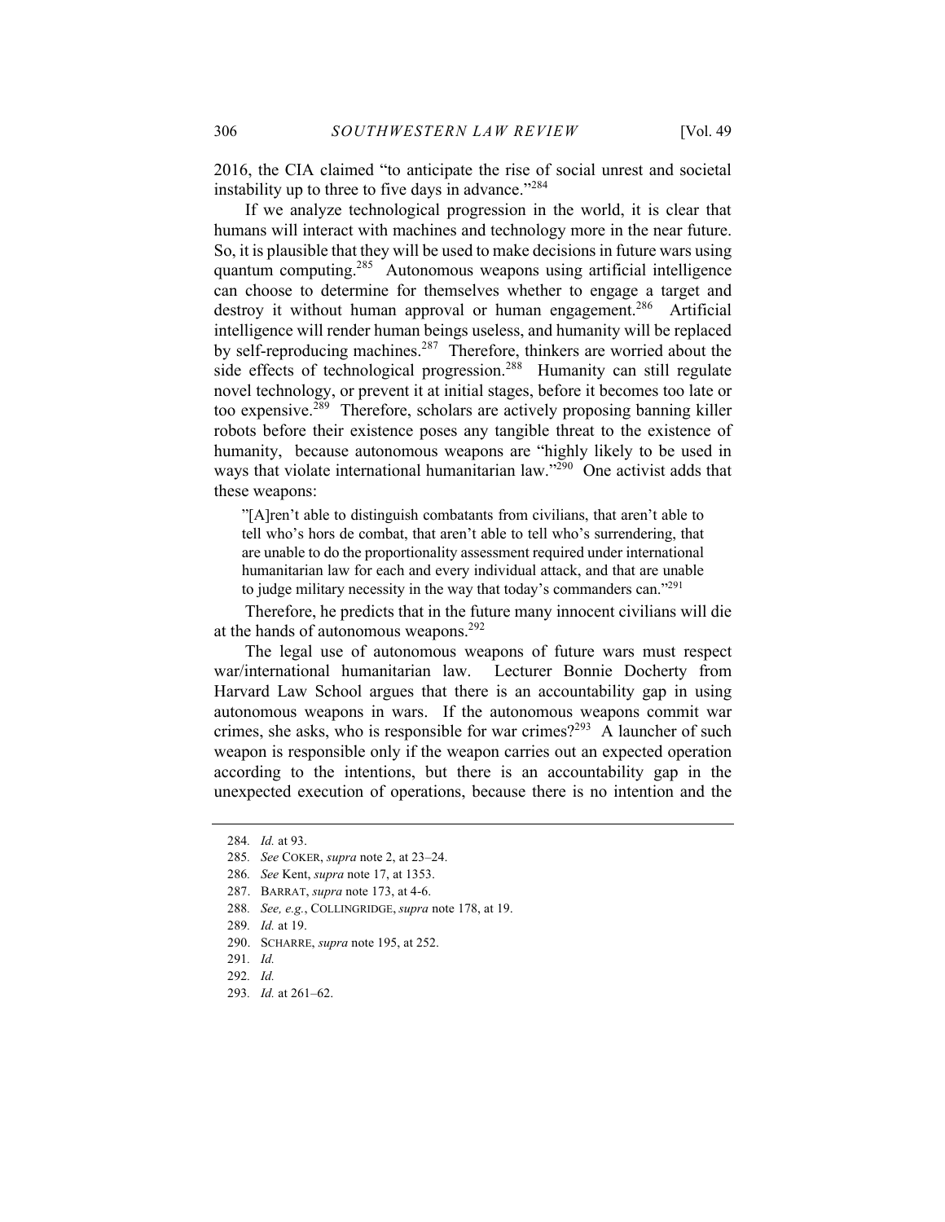2016, the CIA claimed "to anticipate the rise of social unrest and societal instability up to three to five days in advance."[284]

If we analyze technological progression in the world, it is clear that humans will interact with machines and technology more in the near future. So, it is plausible that they will be used to make decisions in future wars using quantum computing.[285] Autonomous weapons using artificial intelligence can choose to determine for themselves whether to engage a target and destroy it without human approval or human engagement.[286] Artificial intelligence will render human beings useless, and humanity will be replaced by self-reproducing machines.[287] Therefore, thinkers are worried about the side effects of technological progression.[288] Humanity can still regulate novel technology, or prevent it at initial stages, before it becomes too late or too expensive.[289] Therefore, scholars are actively proposing banning killer robots before their existence poses any tangible threat to the existence of humanity, because autonomous weapons are "highly likely to be used in ways that violate international humanitarian law."[290] One activist adds that these weapons:

> "[A]ren't able to distinguish combatants from civilians, that aren't able to tell who's hors de combat, that aren't able to tell who's surrendering, that are unable to do the proportionality assessment required under international humanitarian law for each and every individual attack, and that are unable to judge military necessity in the way that today's commanders can."[291]

Therefore, he predicts that in the future many innocent civilians will die at the hands of autonomous weapons.[292]

The legal use of autonomous weapons of future wars must respect war/international humanitarian law. Lecturer Bonnie Docherty from Harvard Law School argues that there is an accountability gap in using autonomous weapons in wars. If the autonomous weapons commit war crimes, she asks, who is responsible for war crimes?[293] A launcher of such weapon is responsible only if the weapon carries out an expected operation according to the intentions, but there is an accountability gap in the unexpected execution of operations, because there is no intention and the

---

284. *Id.* at 93.
285. *See* COKER, *supra* note 2, at 23–24.
286. *See* Kent, *supra* note 17, at 1353.
287. BARRAT, *supra* note 173, at 4-6.
288. *See, e.g.*, COLLINGRIDGE, *supra* note 178, at 19.
289. *Id.* at 19.
290. SCHARRE, *supra* note 195, at 252.
291. *Id.*
292. *Id.*
293. *Id.* at 261–62.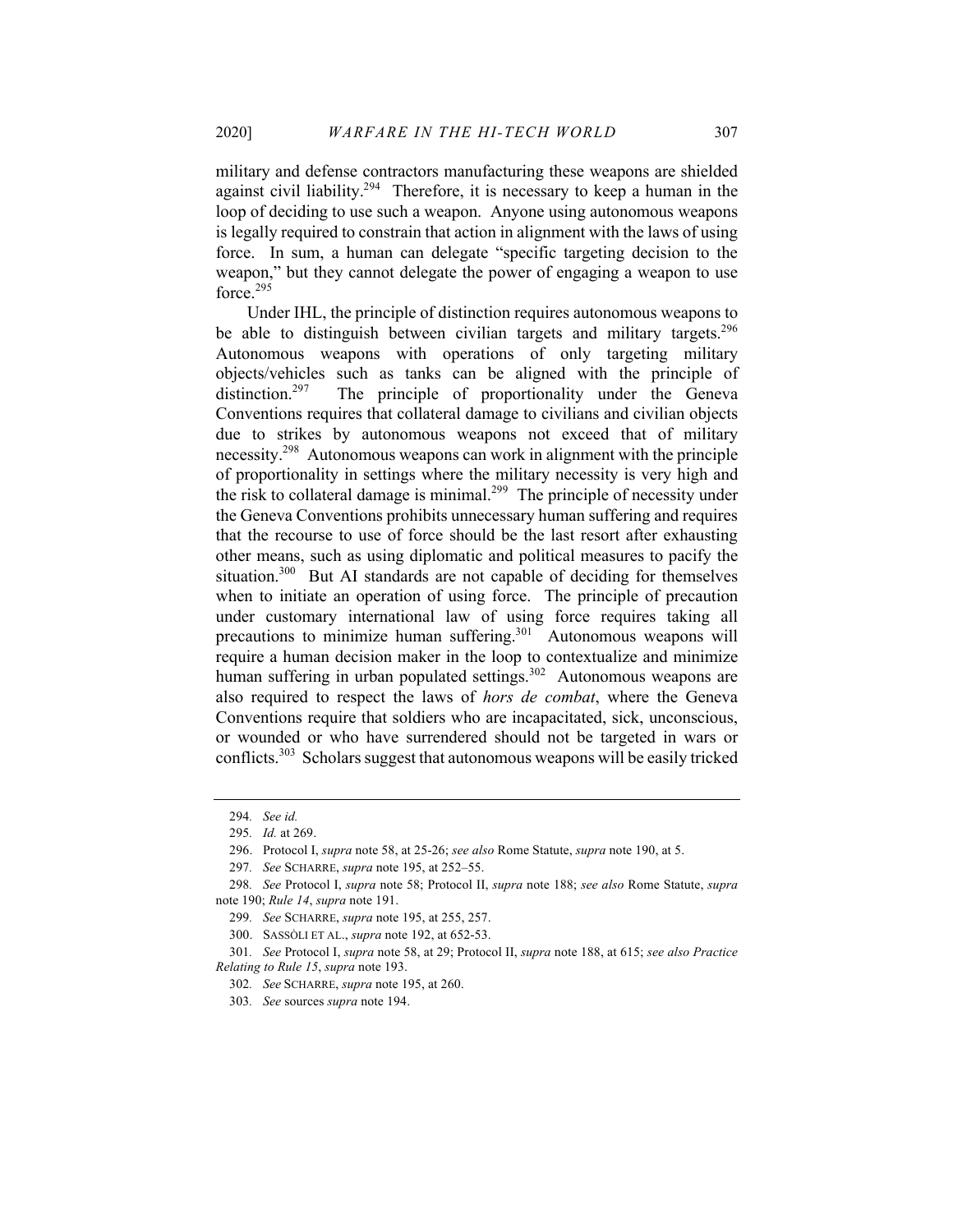military and defense contractors manufacturing these weapons are shielded against civil liability.[294] Therefore, it is necessary to keep a human in the loop of deciding to use such a weapon. Anyone using autonomous weapons is legally required to constrain that action in alignment with the laws of using force. In sum, a human can delegate "specific targeting decision to the weapon," but they cannot delegate the power of engaging a weapon to use force.[295]

Under IHL, the principle of distinction requires autonomous weapons to be able to distinguish between civilian targets and military targets.[296] Autonomous weapons with operations of only targeting military objects/vehicles such as tanks can be aligned with the principle of distinction.[297] The principle of proportionality under the Geneva Conventions requires that collateral damage to civilians and civilian objects due to strikes by autonomous weapons not exceed that of military necessity.[298] Autonomous weapons can work in alignment with the principle of proportionality in settings where the military necessity is very high and the risk to collateral damage is minimal.[299] The principle of necessity under the Geneva Conventions prohibits unnecessary human suffering and requires that the recourse to use of force should be the last resort after exhausting other means, such as using diplomatic and political measures to pacify the situation.[300] But AI standards are not capable of deciding for themselves when to initiate an operation of using force. The principle of precaution under customary international law of using force requires taking all precautions to minimize human suffering.[301] Autonomous weapons will require a human decision maker in the loop to contextualize and minimize human suffering in urban populated settings.[302] Autonomous weapons are also required to respect the laws of *hors de combat*, where the Geneva Conventions require that soldiers who are incapacitated, sick, unconscious, or wounded or who have surrendered should not be targeted in wars or conflicts.[303] Scholars suggest that autonomous weapons will be easily tricked

---

294. *See id.*

295. *Id.* at 269.

296. Protocol I, *supra* note 58, at 25-26; *see also* Rome Statute, *supra* note 190, at 5.

297. *See* SCHARRE, *supra* note 195, at 252–55.

298. *See* Protocol I, *supra* note 58; Protocol II, *supra* note 188; *see also* Rome Statute, *supra* note 190; *Rule 14*, *supra* note 191.

299. *See* SCHARRE, *supra* note 195, at 255, 257.

300. SASSÒLI ET AL., *supra* note 192, at 652-53.

301. *See* Protocol I, *supra* note 58, at 29; Protocol II, *supra* note 188, at 615; *see also Practice Relating to Rule 15*, *supra* note 193.

302. *See* SCHARRE, *supra* note 195, at 260.

303. *See* sources *supra* note 194.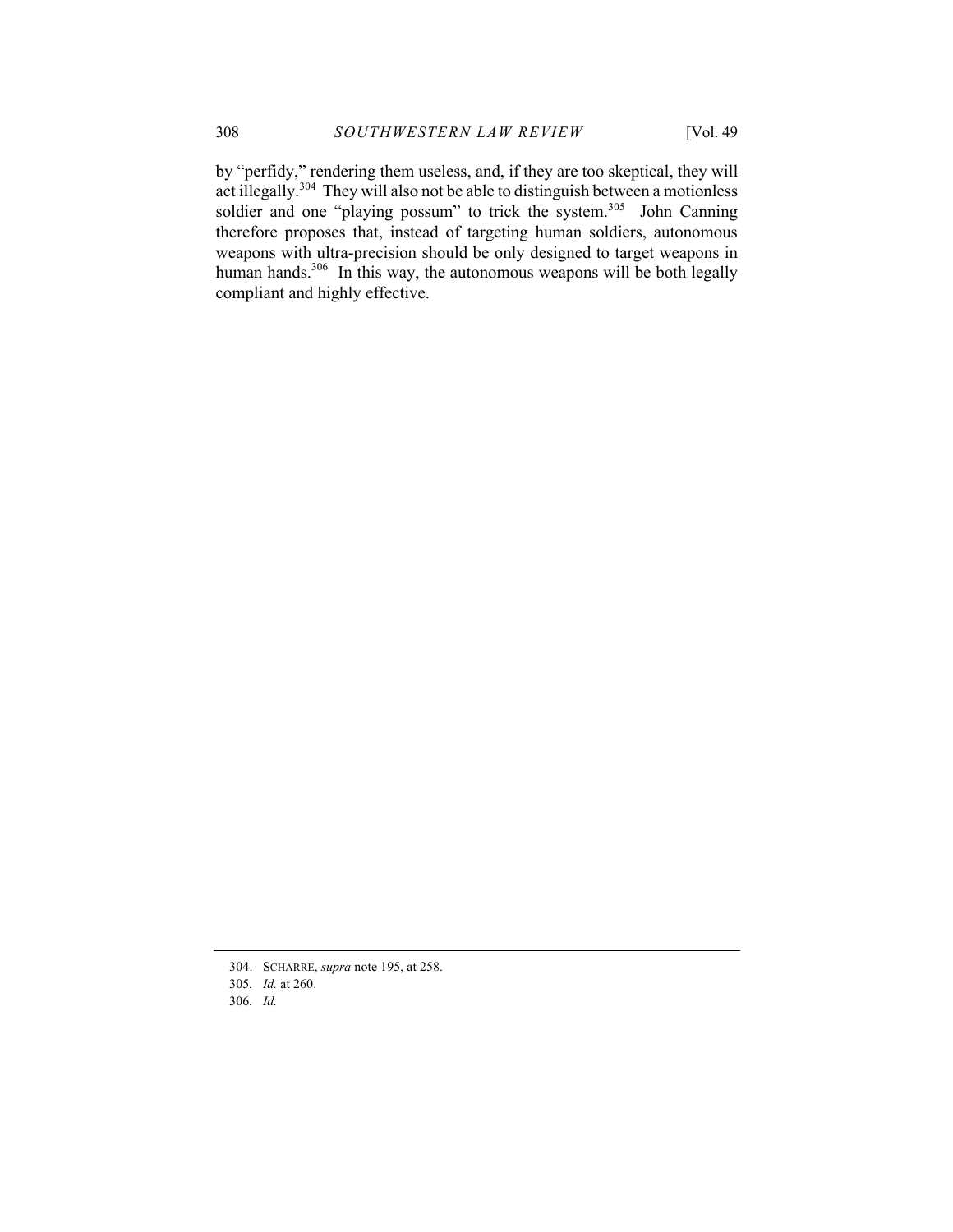by "perfidy," rendering them useless, and, if they are too skeptical, they will act illegally.[304] They will also not be able to distinguish between a motionless soldier and one "playing possum" to trick the system.[305] John Canning therefore proposes that, instead of targeting human soldiers, autonomous weapons with ultra-precision should be only designed to target weapons in human hands.[306] In this way, the autonomous weapons will be both legally compliant and highly effective.

---

304. SCHARRE, *supra* note 195, at 258.

305. *Id.* at 260.

306. *Id.*